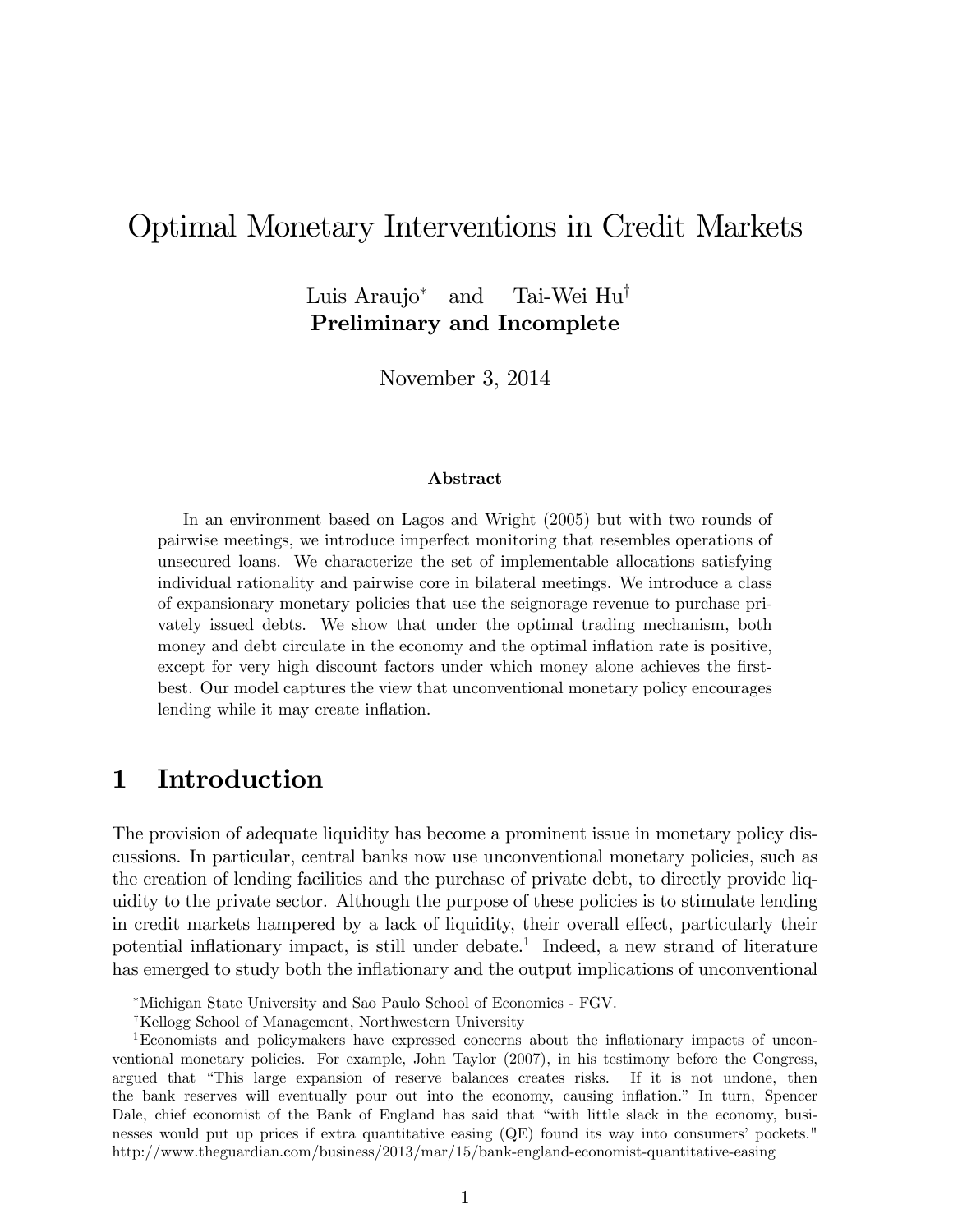# Optimal Monetary Interventions in Credit Markets

Luis Araujo[*] and Tai-Wei Hu[†]

**Preliminary and Incomplete**

November 3, 2014

### Abstract

In an environment based on Lagos and Wright (2005) but with two rounds of pairwise meetings, we introduce imperfect monitoring that resembles operations of unsecured loans. We characterize the set of implementable allocations satisfying individual rationality and pairwise core in bilateral meetings. We introduce a class of expansionary monetary policies that use the seignorage revenue to purchase privately issued debts. We show that under the optimal trading mechanism, both money and debt circulate in the economy and the optimal inflation rate is positive, except for very high discount factors under which money alone achieves the first-best. Our model captures the view that unconventional monetary policy encourages lending while it may create inflation.

## 1 Introduction

The provision of adequate liquidity has become a prominent issue in monetary policy discussions. In particular, central banks now use unconventional monetary policies, such as the creation of lending facilities and the purchase of private debt, to directly provide liquidity to the private sector. Although the purpose of these policies is to stimulate lending in credit markets hampered by a lack of liquidity, their overall effect, particularly their potential inflationary impact, is still under debate.[1] Indeed, a new strand of literature has emerged to study both the inflationary and the output implications of unconventional

---

[*] Michigan State University and Sao Paulo School of Economics - FGV.

[†] Kellogg School of Management, Northwestern University

[1] Economists and policymakers have expressed concerns about the inflationary impacts of unconventional monetary policies. For example, John Taylor (2007), in his testimony before the Congress, argued that "This large expansion of reserve balances creates risks. If it is not undone, then the bank reserves will eventually pour out into the economy, causing inflation." In turn, Spencer Dale, chief economist of the Bank of England has said that "with little slack in the economy, businesses would put up prices if extra quantitative easing (QE) found its way into consumers' pockets." http://www.theguardian.com/business/2013/mar/15/bank-england-economist-quantitative-easing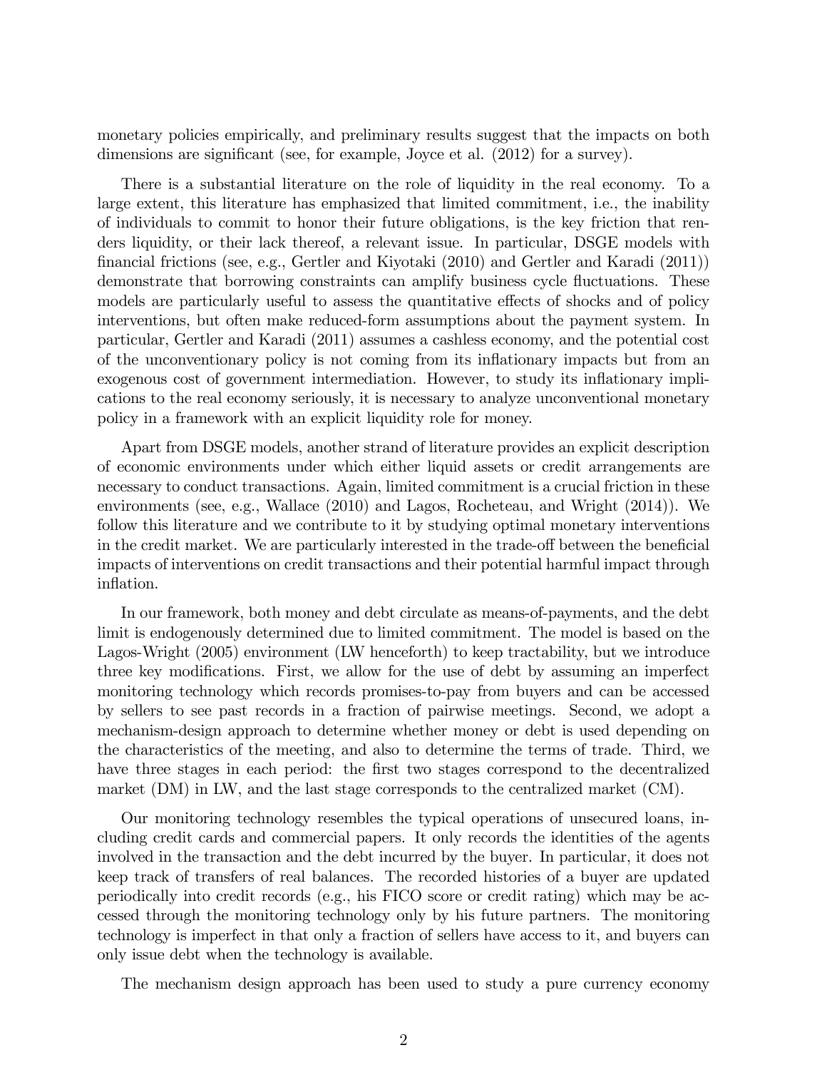monetary policies empirically, and preliminary results suggest that the impacts on both dimensions are significant (see, for example, Joyce et al. (2012) for a survey).

There is a substantial literature on the role of liquidity in the real economy. To a large extent, this literature has emphasized that limited commitment, i.e., the inability of individuals to commit to honor their future obligations, is the key friction that renders liquidity, or their lack thereof, a relevant issue. In particular, DSGE models with financial frictions (see, e.g., Gertler and Kiyotaki (2010) and Gertler and Karadi (2011)) demonstrate that borrowing constraints can amplify business cycle fluctuations. These models are particularly useful to assess the quantitative effects of shocks and of policy interventions, but often make reduced-form assumptions about the payment system. In particular, Gertler and Karadi (2011) assumes a cashless economy, and the potential cost of the unconventionary policy is not coming from its inflationary impacts but from an exogenous cost of government intermediation. However, to study its inflationary implications to the real economy seriously, it is necessary to analyze unconventional monetary policy in a framework with an explicit liquidity role for money.

Apart from DSGE models, another strand of literature provides an explicit description of economic environments under which either liquid assets or credit arrangements are necessary to conduct transactions. Again, limited commitment is a crucial friction in these environments (see, e.g., Wallace (2010) and Lagos, Rocheteau, and Wright (2014)). We follow this literature and we contribute to it by studying optimal monetary interventions in the credit market. We are particularly interested in the trade-off between the beneficial impacts of interventions on credit transactions and their potential harmful impact through inflation.

In our framework, both money and debt circulate as means-of-payments, and the debt limit is endogenously determined due to limited commitment. The model is based on the Lagos-Wright (2005) environment (LW henceforth) to keep tractability, but we introduce three key modifications. First, we allow for the use of debt by assuming an imperfect monitoring technology which records promises-to-pay from buyers and can be accessed by sellers to see past records in a fraction of pairwise meetings. Second, we adopt a mechanism-design approach to determine whether money or debt is used depending on the characteristics of the meeting, and also to determine the terms of trade. Third, we have three stages in each period: the first two stages correspond to the decentralized market (DM) in LW, and the last stage corresponds to the centralized market (CM).

Our monitoring technology resembles the typical operations of unsecured loans, including credit cards and commercial papers. It only records the identities of the agents involved in the transaction and the debt incurred by the buyer. In particular, it does not keep track of transfers of real balances. The recorded histories of a buyer are updated periodically into credit records (e.g., his FICO score or credit rating) which may be accessed through the monitoring technology only by his future partners. The monitoring technology is imperfect in that only a fraction of sellers have access to it, and buyers can only issue debt when the technology is available.

The mechanism design approach has been used to study a pure currency economy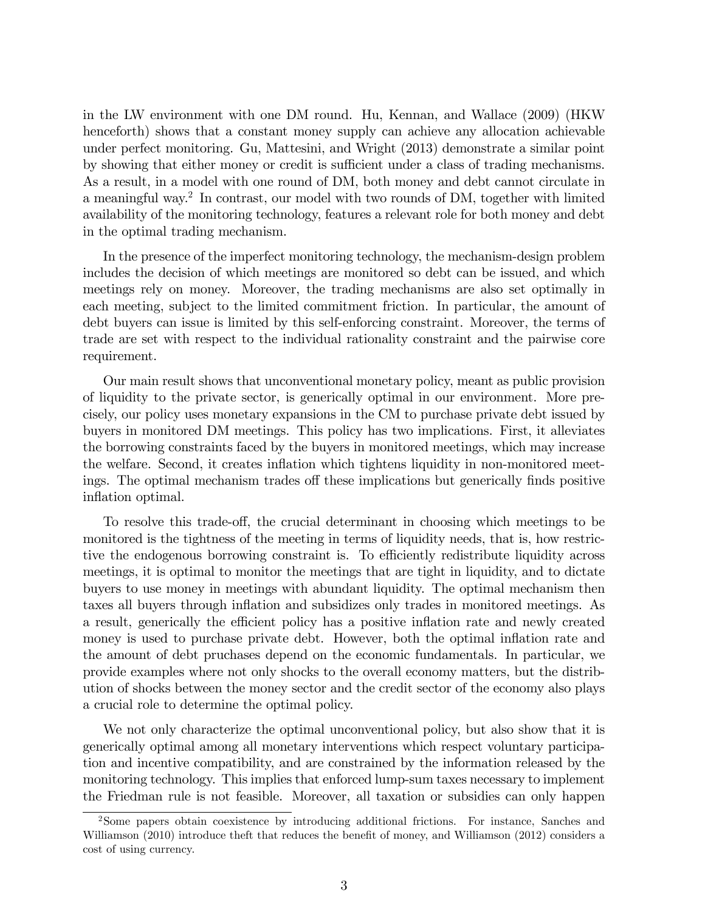in the LW environment with one DM round. Hu, Kennan, and Wallace (2009) (HKW henceforth) shows that a constant money supply can achieve any allocation achievable under perfect monitoring. Gu, Mattesini, and Wright (2013) demonstrate a similar point by showing that either money or credit is sufficient under a class of trading mechanisms. As a result, in a model with one round of DM, both money and debt cannot circulate in a meaningful way.[2] In contrast, our model with two rounds of DM, together with limited availability of the monitoring technology, features a relevant role for both money and debt in the optimal trading mechanism.

In the presence of the imperfect monitoring technology, the mechanism-design problem includes the decision of which meetings are monitored so debt can be issued, and which meetings rely on money. Moreover, the trading mechanisms are also set optimally in each meeting, subject to the limited commitment friction. In particular, the amount of debt buyers can issue is limited by this self-enforcing constraint. Moreover, the terms of trade are set with respect to the individual rationality constraint and the pairwise core requirement.

Our main result shows that unconventional monetary policy, meant as public provision of liquidity to the private sector, is generically optimal in our environment. More precisely, our policy uses monetary expansions in the CM to purchase private debt issued by buyers in monitored DM meetings. This policy has two implications. First, it alleviates the borrowing constraints faced by the buyers in monitored meetings, which may increase the welfare. Second, it creates inflation which tightens liquidity in non-monitored meetings. The optimal mechanism trades off these implications but generically finds positive inflation optimal.

To resolve this trade-off, the crucial determinant in choosing which meetings to be monitored is the tightness of the meeting in terms of liquidity needs, that is, how restrictive the endogenous borrowing constraint is. To efficiently redistribute liquidity across meetings, it is optimal to monitor the meetings that are tight in liquidity, and to dictate buyers to use money in meetings with abundant liquidity. The optimal mechanism then taxes all buyers through inflation and subsidizes only trades in monitored meetings. As a result, generically the efficient policy has a positive inflation rate and newly created money is used to purchase private debt. However, both the optimal inflation rate and the amount of debt pruchases depend on the economic fundamentals. In particular, we provide examples where not only shocks to the overall economy matters, but the distribution of shocks between the money sector and the credit sector of the economy also plays a crucial role to determine the optimal policy.

We not only characterize the optimal unconventional policy, but also show that it is generically optimal among all monetary interventions which respect voluntary participation and incentive compatibility, and are constrained by the information released by the monitoring technology. This implies that enforced lump-sum taxes necessary to implement the Friedman rule is not feasible. Moreover, all taxation or subsidies can only happen

[2] Some papers obtain coexistence by introducing additional frictions. For instance, Sanches and Williamson (2010) introduce theft that reduces the benefit of money, and Williamson (2012) considers a cost of using currency.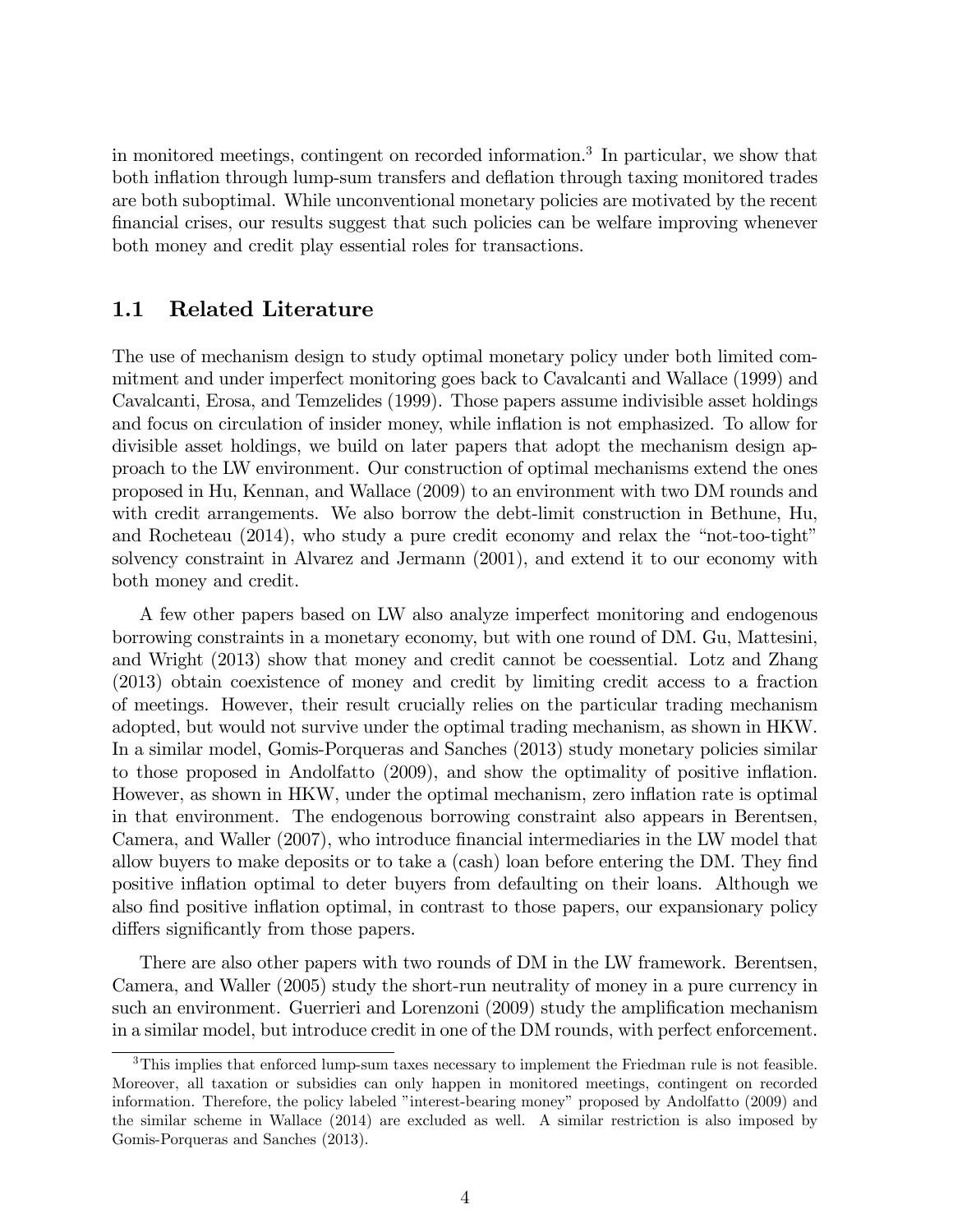in monitored meetings, contingent on recorded information.[3] In particular, we show that both inflation through lump-sum transfers and deflation through taxing monitored trades are both suboptimal. While unconventional monetary policies are motivated by the recent financial crises, our results suggest that such policies can be welfare improving whenever both money and credit play essential roles for transactions.

## 1.1 Related Literature

The use of mechanism design to study optimal monetary policy under both limited commitment and under imperfect monitoring goes back to Cavalcanti and Wallace (1999) and Cavalcanti, Erosa, and Temzelides (1999). Those papers assume indivisible asset holdings and focus on circulation of insider money, while inflation is not emphasized. To allow for divisible asset holdings, we build on later papers that adopt the mechanism design approach to the LW environment. Our construction of optimal mechanisms extend the ones proposed in Hu, Kennan, and Wallace (2009) to an environment with two DM rounds and with credit arrangements. We also borrow the debt-limit construction in Bethune, Hu, and Rocheteau (2014), who study a pure credit economy and relax the "not-too-tight" solvency constraint in Alvarez and Jermann (2001), and extend it to our economy with both money and credit.

A few other papers based on LW also analyze imperfect monitoring and endogenous borrowing constraints in a monetary economy, but with one round of DM. Gu, Mattesini, and Wright (2013) show that money and credit cannot be coessential. Lotz and Zhang (2013) obtain coexistence of money and credit by limiting credit access to a fraction of meetings. However, their result crucially relies on the particular trading mechanism adopted, but would not survive under the optimal trading mechanism, as shown in HKW. In a similar model, Gomis-Porqueras and Sanches (2013) study monetary policies similar to those proposed in Andolfatto (2009), and show the optimality of positive inflation. However, as shown in HKW, under the optimal mechanism, zero inflation rate is optimal in that environment. The endogenous borrowing constraint also appears in Berentsen, Camera, and Waller (2007), who introduce financial intermediaries in the LW model that allow buyers to make deposits or to take a (cash) loan before entering the DM. They find positive inflation optimal to deter buyers from defaulting on their loans. Although we also find positive inflation optimal, in contrast to those papers, our expansionary policy differs significantly from those papers.

There are also other papers with two rounds of DM in the LW framework. Berentsen, Camera, and Waller (2005) study the short-run neutrality of money in a pure currency in such an environment. Guerrieri and Lorenzoni (2009) study the amplification mechanism in a similar model, but introduce credit in one of the DM rounds, with perfect enforcement.

[3] This implies that enforced lump-sum taxes necessary to implement the Friedman rule is not feasible. Moreover, all taxation or subsidies can only happen in monitored meetings, contingent on recorded information. Therefore, the policy labeled "interest-bearing money" proposed by Andolfatto (2009) and the similar scheme in Wallace (2014) are excluded as well. A similar restriction is also imposed by Gomis-Porqueras and Sanches (2013).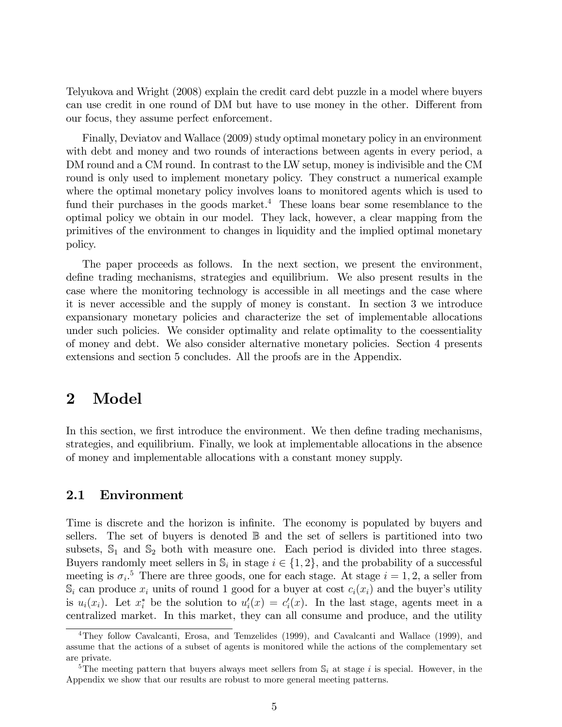Telyukova and Wright (2008) explain the credit card debt puzzle in a model where buyers can use credit in one round of DM but have to use money in the other. Different from our focus, they assume perfect enforcement.

Finally, Deviatov and Wallace (2009) study optimal monetary policy in an environment with debt and money and two rounds of interactions between agents in every period, a DM round and a CM round. In contrast to the LW setup, money is indivisible and the CM round is only used to implement monetary policy. They construct a numerical example where the optimal monetary policy involves loans to monitored agents which is used to fund their purchases in the goods market.[4] These loans bear some resemblance to the optimal policy we obtain in our model. They lack, however, a clear mapping from the primitives of the environment to changes in liquidity and the implied optimal monetary policy.

The paper proceeds as follows. In the next section, we present the environment, define trading mechanisms, strategies and equilibrium. We also present results in the case where the monitoring technology is accessible in all meetings and the case where it is never accessible and the supply of money is constant. In section 3 we introduce expansionary monetary policies and characterize the set of implementable allocations under such policies. We consider optimality and relate optimality to the coessentiality of money and debt. We also consider alternative monetary policies. Section 4 presents extensions and section 5 concludes. All the proofs are in the Appendix.

# 2 Model

In this section, we first introduce the environment. We then define trading mechanisms, strategies, and equilibrium. Finally, we look at implementable allocations in the absence of money and implementable allocations with a constant money supply.

## 2.1 Environment

Time is discrete and the horizon is infinite. The economy is populated by buyers and sellers. The set of buyers is denoted $\mathbb{B}$ and the set of sellers is partitioned into two subsets, $\mathbb{S}_1$ and $\mathbb{S}_2$ both with measure one. Each period is divided into three stages. Buyers randomly meet sellers in $\mathbb{S}_i$ in stage $i \in \{1, 2\}$, and the probability of a successful meeting is $\sigma_i$.[5] There are three goods, one for each stage. At stage $i = 1, 2$, a seller from $\mathbb{S}_i$ can produce $x_i$ units of round 1 good for a buyer at cost $c_i(x_i)$ and the buyer's utility is $u_i(x_i)$. Let $x_i^*$ be the solution to $u_i'(x) = c_i'(x)$. In the last stage, agents meet in a centralized market. In this market, they can all consume and produce, and the utility

---

[4] They follow Cavalcanti, Erosa, and Temzelides (1999), and Cavalcanti and Wallace (1999), and assume that the actions of a subset of agents is monitored while the actions of the complementary set are private.

[5] The meeting pattern that buyers always meet sellers from $\mathbb{S}_i$ at stage $i$ is special. However, in the Appendix we show that our results are robust to more general meeting patterns.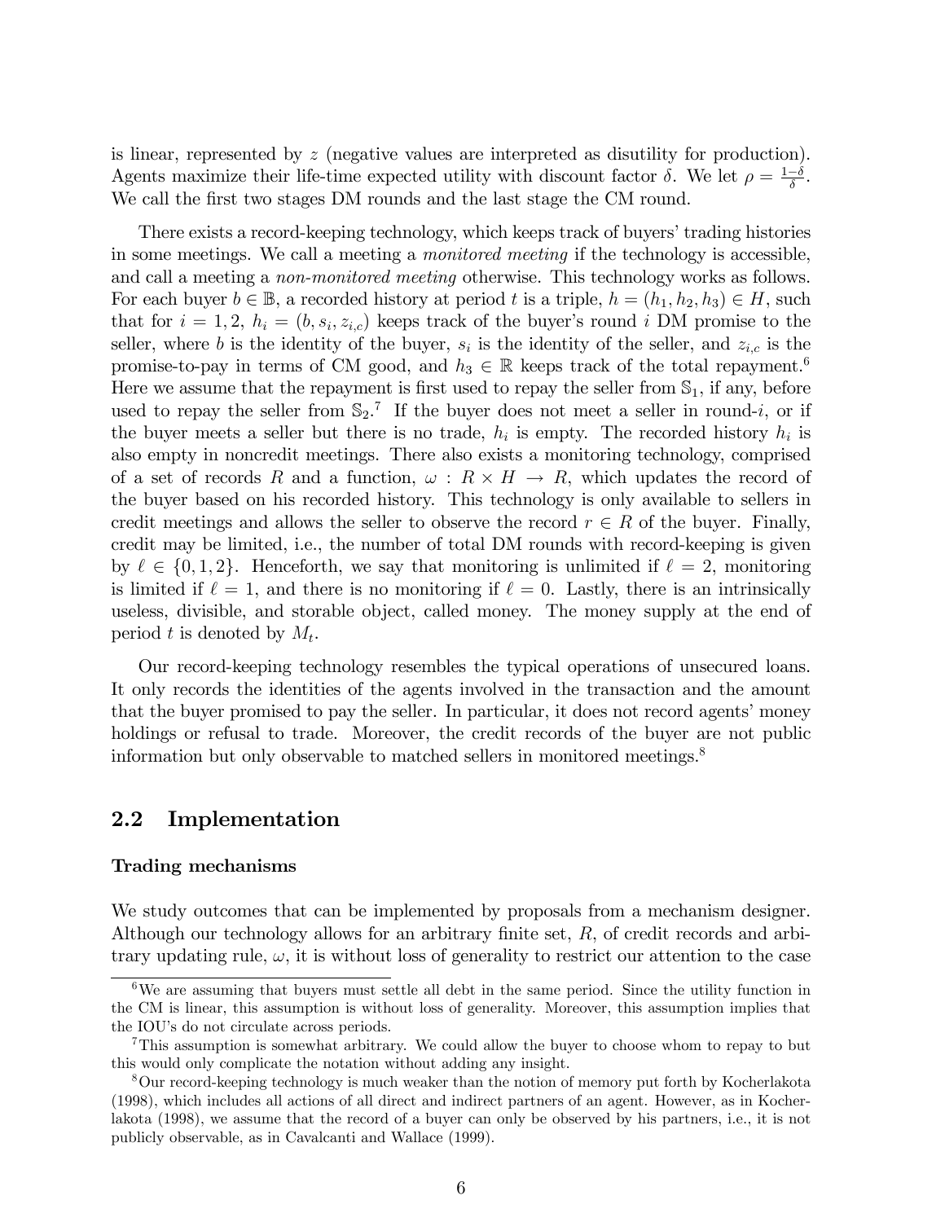is linear, represented by $z$ (negative values are interpreted as disutility for production). Agents maximize their life-time expected utility with discount factor $\delta$. We let $\rho = \frac{1-\delta}{\delta}$. We call the first two stages DM rounds and the last stage the CM round.

There exists a record-keeping technology, which keeps track of buyers' trading histories in some meetings. We call a meeting a *monitored meeting* if the technology is accessible, and call a meeting a *non-monitored meeting* otherwise. This technology works as follows. For each buyer $b \in \mathbb{B}$, a recorded history at period $t$ is a triple, $h = (h_1, h_2, h_3) \in H$, such that for $i = 1, 2$, $h_i = (b, s_i, z_{i,c})$ keeps track of the buyer's round $i$ DM promise to the seller, where $b$ is the identity of the buyer, $s_i$ is the identity of the seller, and $z_{i,c}$ is the promise-to-pay in terms of CM good, and $h_3 \in \mathbb{R}$ keeps track of the total repayment.[6] Here we assume that the repayment is first used to repay the seller from $\mathbb{S}_1$, if any, before used to repay the seller from $\mathbb{S}_2$.[7] If the buyer does not meet a seller in round-$i$, or if the buyer meets a seller but there is no trade, $h_i$ is empty. The recorded history $h_i$ is also empty in noncredit meetings. There also exists a monitoring technology, comprised of a set of records $R$ and a function, $\omega : R \times H \to R$, which updates the record of the buyer based on his recorded history. This technology is only available to sellers in credit meetings and allows the seller to observe the record $r \in R$ of the buyer. Finally, credit may be limited, i.e., the number of total DM rounds with record-keeping is given by $\ell \in \{0, 1, 2\}$. Henceforth, we say that monitoring is unlimited if $\ell = 2$, monitoring is limited if $\ell = 1$, and there is no monitoring if $\ell = 0$. Lastly, there is an intrinsically useless, divisible, and storable object, called money. The money supply at the end of period $t$ is denoted by $M_t$.

Our record-keeping technology resembles the typical operations of unsecured loans. It only records the identities of the agents involved in the transaction and the amount that the buyer promised to pay the seller. In particular, it does not record agents' money holdings or refusal to trade. Moreover, the credit records of the buyer are not public information but only observable to matched sellers in monitored meetings.[8]

## 2.2 Implementation

### Trading mechanisms

We study outcomes that can be implemented by proposals from a mechanism designer. Although our technology allows for an arbitrary finite set, $R$, of credit records and arbitrary updating rule, $\omega$, it is without loss of generality to restrict our attention to the case

---

[6] We are assuming that buyers must settle all debt in the same period. Since the utility function in the CM is linear, this assumption is without loss of generality. Moreover, this assumption implies that the IOU's do not circulate across periods.

[7] This assumption is somewhat arbitrary. We could allow the buyer to choose whom to repay to but this would only complicate the notation without adding any insight.

[8] Our record-keeping technology is much weaker than the notion of memory put forth by Kocherlakota (1998), which includes all actions of all direct and indirect partners of an agent. However, as in Kocherlakota (1998), we assume that the record of a buyer can only be observed by his partners, i.e., it is not publicly observable, as in Cavalcanti and Wallace (1999).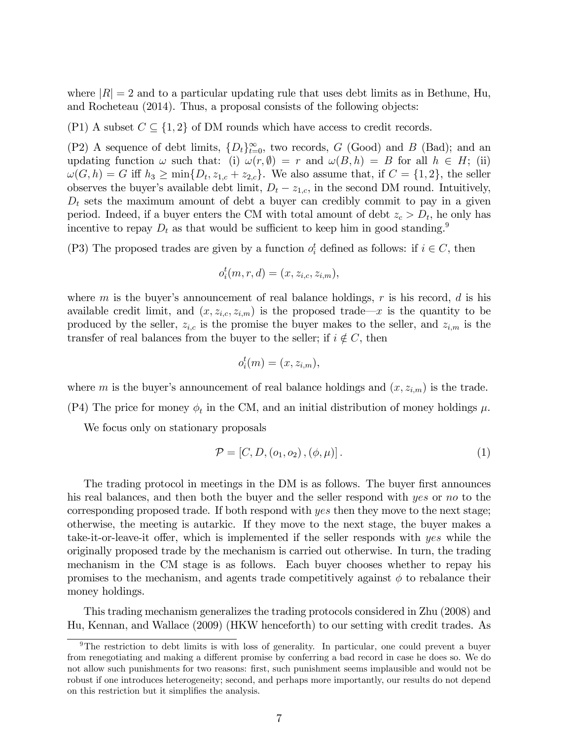where $|R| = 2$ and to a particular updating rule that uses debt limits as in Bethune, Hu, and Rocheteau (2014). Thus, a proposal consists of the following objects:

(P1) A subset $C \subseteq \{1, 2\}$ of DM rounds which have access to credit records.

(P2) A sequence of debt limits, $\{D_t\}_{t=0}^{\infty}$, two records, $G$ (Good) and $B$ (Bad); and an updating function $\omega$ such that: (i) $\omega(r, \emptyset) = r$ and $\omega(B, h) = B$ for all $h \in H$; (ii) $\omega(G, h) = G$ iff $h_3 \geq \min\{D_t, z_{1,c} + z_{2,c}\}$. We also assume that, if $C = \{1, 2\}$, the seller observes the buyer's available debt limit, $D_t - z_{1,c}$, in the second DM round. Intuitively, $D_t$ sets the maximum amount of debt a buyer can credibly commit to pay in a given period. Indeed, if a buyer enters the CM with total amount of debt $z_c > D_t$, he only has incentive to repay $D_t$ as that would be sufficient to keep him in good standing.[9]

(P3) The proposed trades are given by a function $o_i^t$ defined as follows: if $i \in C$, then

$$o_i^t(m, r, d) = (x, z_{i,c}, z_{i,m}),$$

where $m$ is the buyer's announcement of real balance holdings, $r$ is his record, $d$ is his available credit limit, and $(x, z_{i,c}, z_{i,m})$ is the proposed trade—$x$ is the quantity to be produced by the seller, $z_{i,c}$ is the promise the buyer makes to the seller, and $z_{i,m}$ is the transfer of real balances from the buyer to the seller; if $i \notin C$, then

$$o_i^t(m) = (x, z_{i,m}),$$

where $m$ is the buyer's announcement of real balance holdings and $(x, z_{i,m})$ is the trade.

(P4) The price for money $\phi_t$ in the CM, and an initial distribution of money holdings $\mu$.

We focus only on stationary proposals

$$\mathcal{P} = [C, D, (o_1, o_2), (\phi, \mu)]. \tag{1}$$

The trading protocol in meetings in the DM is as follows. The buyer first announces his real balances, and then both the buyer and the seller respond with *yes* or *no* to the corresponding proposed trade. If both respond with *yes* then they move to the next stage; otherwise, the meeting is autarkic. If they move to the next stage, the buyer makes a take-it-or-leave-it offer, which is implemented if the seller responds with *yes* while the originally proposed trade by the mechanism is carried out otherwise. In turn, the trading mechanism in the CM stage is as follows. Each buyer chooses whether to repay his promises to the mechanism, and agents trade competitively against $\phi$ to rebalance their money holdings.

This trading mechanism generalizes the trading protocols considered in Zhu (2008) and Hu, Kennan, and Wallace (2009) (HKW henceforth) to our setting with credit trades. As

[9] The restriction to debt limits is with loss of generality. In particular, one could prevent a buyer from renegotiating and making a different promise by conferring a bad record in case he does so. We do not allow such punishments for two reasons: first, such punishment seems implausible and would not be robust if one introduces heterogeneity; second, and perhaps more importantly, our results do not depend on this restriction but it simplifies the analysis.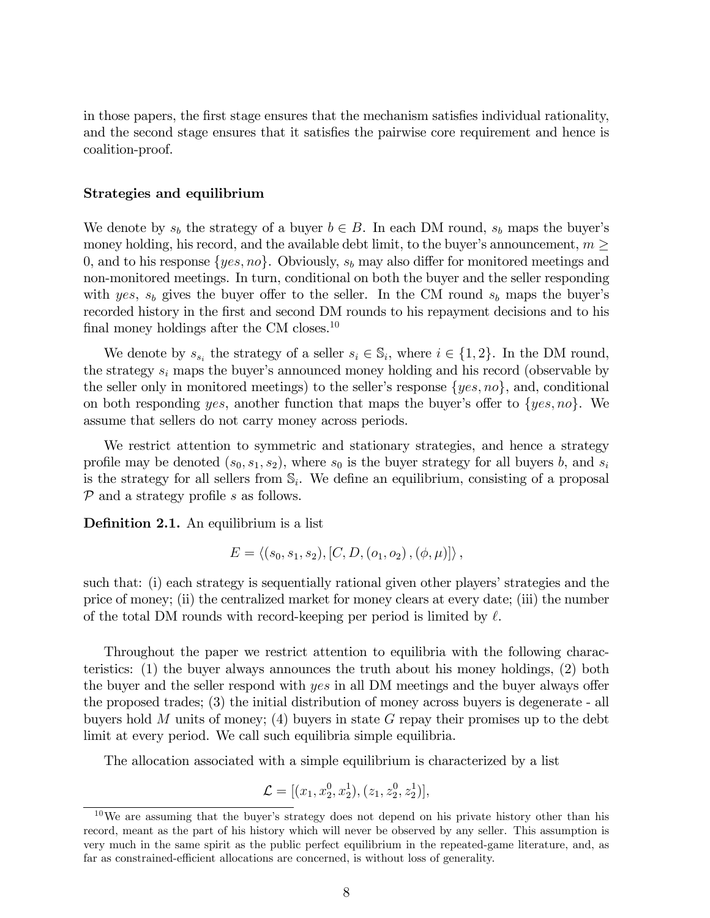in those papers, the first stage ensures that the mechanism satisfies individual rationality, and the second stage ensures that it satisfies the pairwise core requirement and hence is coalition-proof.

**Strategies and equilibrium**

We denote by $s_b$ the strategy of a buyer $b \in B$. In each DM round, $s_b$ maps the buyer's money holding, his record, and the available debt limit, to the buyer's announcement, $m \geq 0$, and to his response $\{yes, no\}$. Obviously, $s_b$ may also differ for monitored meetings and non-monitored meetings. In turn, conditional on both the buyer and the seller responding with $yes$, $s_b$ gives the buyer offer to the seller. In the CM round $s_b$ maps the buyer's recorded history in the first and second DM rounds to his repayment decisions and to his final money holdings after the CM closes.[10]

We denote by $s_{s_i}$ the strategy of a seller $s_i \in \mathbb{S}_i$, where $i \in \{1, 2\}$. In the DM round, the strategy $s_i$ maps the buyer's announced money holding and his record (observable by the seller only in monitored meetings) to the seller's response $\{yes, no\}$, and, conditional on both responding $yes$, another function that maps the buyer's offer to $\{yes, no\}$. We assume that sellers do not carry money across periods.

We restrict attention to symmetric and stationary strategies, and hence a strategy profile may be denoted $(s_0, s_1, s_2)$, where $s_0$ is the buyer strategy for all buyers $b$, and $s_i$ is the strategy for all sellers from $\mathbb{S}_i$. We define an equilibrium, consisting of a proposal $\mathcal{P}$ and a strategy profile $s$ as follows.

**Definition 2.1.** An equilibrium is a list

$$E = \langle (s_0, s_1, s_2), [C, D, (o_1, o_2), (\phi, \mu)] \rangle,$$

such that: (i) each strategy is sequentially rational given other players' strategies and the price of money; (ii) the centralized market for money clears at every date; (iii) the number of the total DM rounds with record-keeping per period is limited by $\ell$.

Throughout the paper we restrict attention to equilibria with the following characteristics: (1) the buyer always announces the truth about his money holdings, (2) both the buyer and the seller respond with $yes$ in all DM meetings and the buyer always offer the proposed trades; (3) the initial distribution of money across buyers is degenerate - all buyers hold $M$ units of money; (4) buyers in state $G$ repay their promises up to the debt limit at every period. We call such equilibria simple equilibria.

The allocation associated with a simple equilibrium is characterized by a list

$$\mathcal{L} = [(x_1, x_2^0, x_2^1), (z_1, z_2^0, z_2^1)],$$

[10] We are assuming that the buyer's strategy does not depend on his private history other than his record, meant as the part of his history which will never be observed by any seller. This assumption is very much in the same spirit as the public perfect equilibrium in the repeated-game literature, and, as far as constrained-efficient allocations are concerned, is without loss of generality.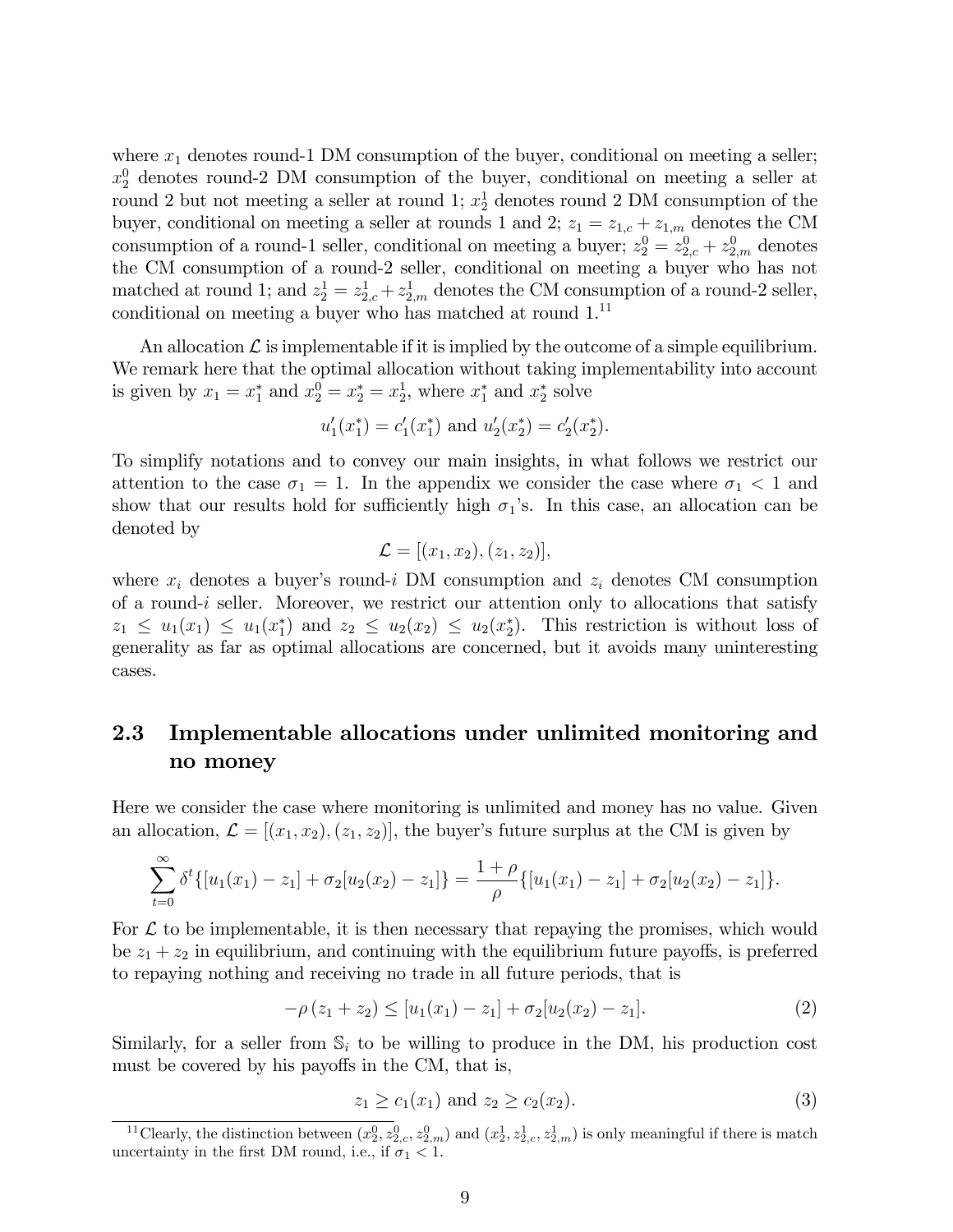where $x_1$ denotes round-1 DM consumption of the buyer, conditional on meeting a seller; $x_2^0$ denotes round-2 DM consumption of the buyer, conditional on meeting a seller at round 2 but not meeting a seller at round 1; $x_2^1$ denotes round 2 DM consumption of the buyer, conditional on meeting a seller at rounds 1 and 2; $z_1 = z_{1,c} + z_{1,m}$ denotes the CM consumption of a round-1 seller, conditional on meeting a buyer; $z_2^0 = z_{2,c}^0 + z_{2,m}^0$ denotes the CM consumption of a round-2 seller, conditional on meeting a buyer who has not matched at round 1; and $z_2^1 = z_{2,c}^1 + z_{2,m}^1$ denotes the CM consumption of a round-2 seller, conditional on meeting a buyer who has matched at round 1.[11]

An allocation $\mathcal{L}$ is implementable if it is implied by the outcome of a simple equilibrium. We remark here that the optimal allocation without taking implementability into account is given by $x_1 = x_1^*$ and $x_2^0 = x_2^* = x_2^1$, where $x_1^*$ and $x_2^*$ solve

$$u_1'(x_1^*) = c_1'(x_1^*) \text{ and } u_2'(x_2^*) = c_2'(x_2^*).$$

To simplify notations and to convey our main insights, in what follows we restrict our attention to the case $\sigma_1 = 1$. In the appendix we consider the case where $\sigma_1 < 1$ and show that our results hold for sufficiently high $\sigma_1$'s. In this case, an allocation can be denoted by

$$\mathcal{L} = [(x_1, x_2), (z_1, z_2)],$$

where $x_i$ denotes a buyer's round-$i$ DM consumption and $z_i$ denotes CM consumption of a round-$i$ seller. Moreover, we restrict our attention only to allocations that satisfy $z_1 \leq u_1(x_1) \leq u_1(x_1^*)$ and $z_2 \leq u_2(x_2) \leq u_2(x_2^*)$. This restriction is without loss of generality as far as optimal allocations are concerned, but it avoids many uninteresting cases.

## 2.3 Implementable allocations under unlimited monitoring and no money

Here we consider the case where monitoring is unlimited and money has no value. Given an allocation, $\mathcal{L} = [(x_1, x_2), (z_1, z_2)]$, the buyer's future surplus at the CM is given by

$$\sum_{t=0}^{\infty} \delta^t \{[u_1(x_1) - z_1] + \sigma_2[u_2(x_2) - z_1]\} = \frac{1+\rho}{\rho} \{[u_1(x_1) - z_1] + \sigma_2[u_2(x_2) - z_1]\}.$$

For $\mathcal{L}$ to be implementable, it is then necessary that repaying the promises, which would be $z_1 + z_2$ in equilibrium, and continuing with the equilibrium future payoffs, is preferred to repaying nothing and receiving no trade in all future periods, that is

$$-\rho\,(z_1 + z_2) \leq [u_1(x_1) - z_1] + \sigma_2[u_2(x_2) - z_1]. \tag{2}$$

Similarly, for a seller from $\mathbb{S}_i$ to be willing to produce in the DM, his production cost must be covered by his payoffs in the CM, that is,

$$z_1 \geq c_1(x_1) \text{ and } z_2 \geq c_2(x_2). \tag{3}$$

[11] Clearly, the distinction between $(x_2^0, z_{2,c}^0, z_{2,m}^0)$ and $(x_2^1, z_{2,c}^1, z_{2,m}^1)$ is only meaningful if there is match uncertainty in the first DM round, i.e., if $\sigma_1 < 1$.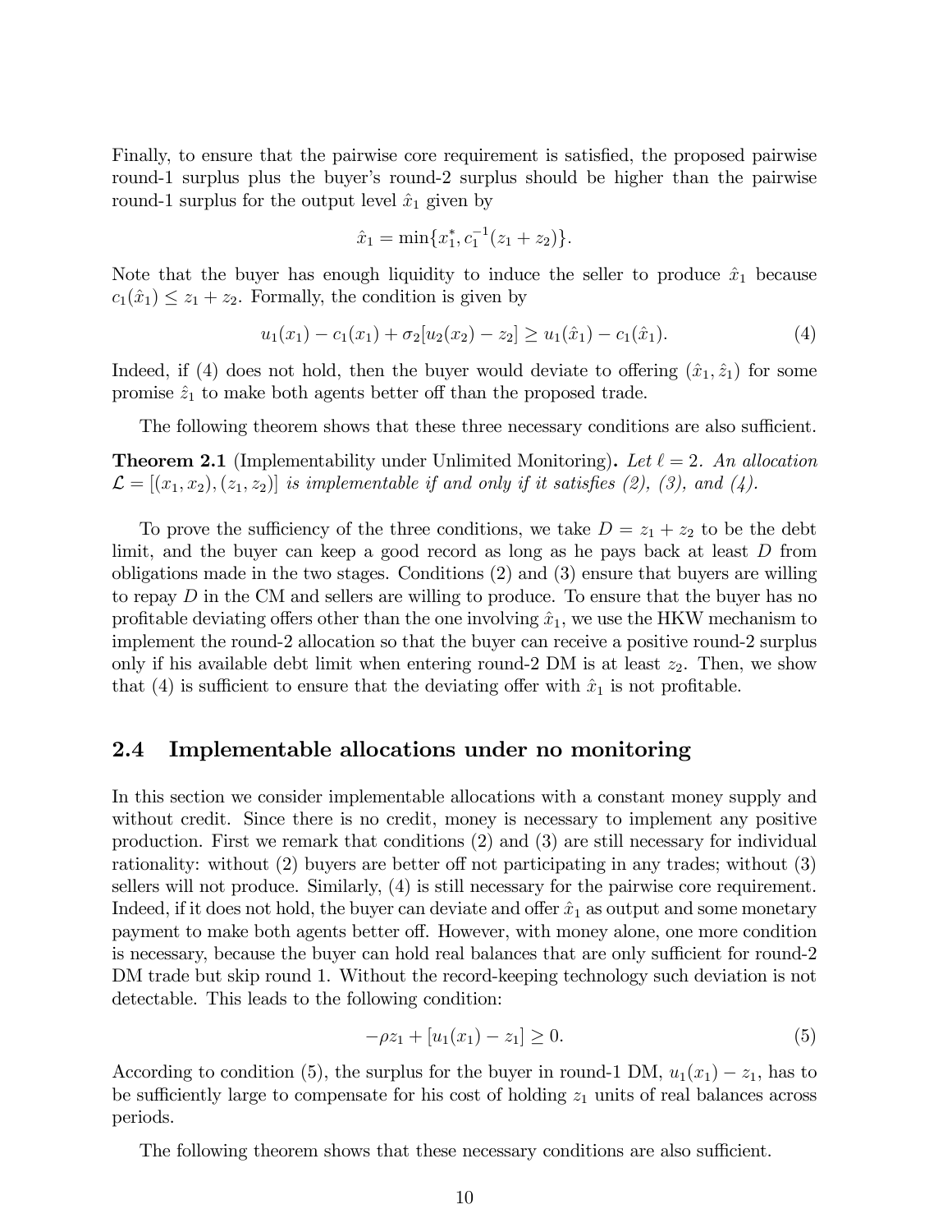Finally, to ensure that the pairwise core requirement is satisfied, the proposed pairwise round-1 surplus plus the buyer's round-2 surplus should be higher than the pairwise round-1 surplus for the output level $\hat{x}_1$ given by

$$\hat{x}_1 = \min\{x_1^*, c_1^{-1}(z_1 + z_2)\}.$$

Note that the buyer has enough liquidity to induce the seller to produce $\hat{x}_1$ because $c_1(\hat{x}_1) \leq z_1 + z_2$. Formally, the condition is given by

$$u_1(x_1) - c_1(x_1) + \sigma_2[u_2(x_2) - z_2] \geq u_1(\hat{x}_1) - c_1(\hat{x}_1). \tag{4}$$

Indeed, if (4) does not hold, then the buyer would deviate to offering $(\hat{x}_1, \hat{z}_1)$ for some promise $\hat{z}_1$ to make both agents better off than the proposed trade.

The following theorem shows that these three necessary conditions are also sufficient.

**Theorem 2.1** (Implementability under Unlimited Monitoring)**.** *Let $\ell = 2$. An allocation $\mathcal{L} = [(x_1, x_2), (z_1, z_2)]$ is implementable if and only if it satisfies (2), (3), and (4).*

To prove the sufficiency of the three conditions, we take $D = z_1 + z_2$ to be the debt limit, and the buyer can keep a good record as long as he pays back at least $D$ from obligations made in the two stages. Conditions (2) and (3) ensure that buyers are willing to repay $D$ in the CM and sellers are willing to produce. To ensure that the buyer has no profitable deviating offers other than the one involving $\hat{x}_1$, we use the HKW mechanism to implement the round-2 allocation so that the buyer can receive a positive round-2 surplus only if his available debt limit when entering round-2 DM is at least $z_2$. Then, we show that (4) is sufficient to ensure that the deviating offer with $\hat{x}_1$ is not profitable.

## 2.4 Implementable allocations under no monitoring

In this section we consider implementable allocations with a constant money supply and without credit. Since there is no credit, money is necessary to implement any positive production. First we remark that conditions (2) and (3) are still necessary for individual rationality: without (2) buyers are better off not participating in any trades; without (3) sellers will not produce. Similarly, (4) is still necessary for the pairwise core requirement. Indeed, if it does not hold, the buyer can deviate and offer $\hat{x}_1$ as output and some monetary payment to make both agents better off. However, with money alone, one more condition is necessary, because the buyer can hold real balances that are only sufficient for round-2 DM trade but skip round 1. Without the record-keeping technology such deviation is not detectable. This leads to the following condition:

$$-\rho z_1 + [u_1(x_1) - z_1] \geq 0. \tag{5}$$

According to condition (5), the surplus for the buyer in round-1 DM, $u_1(x_1) - z_1$, has to be sufficiently large to compensate for his cost of holding $z_1$ units of real balances across periods.

The following theorem shows that these necessary conditions are also sufficient.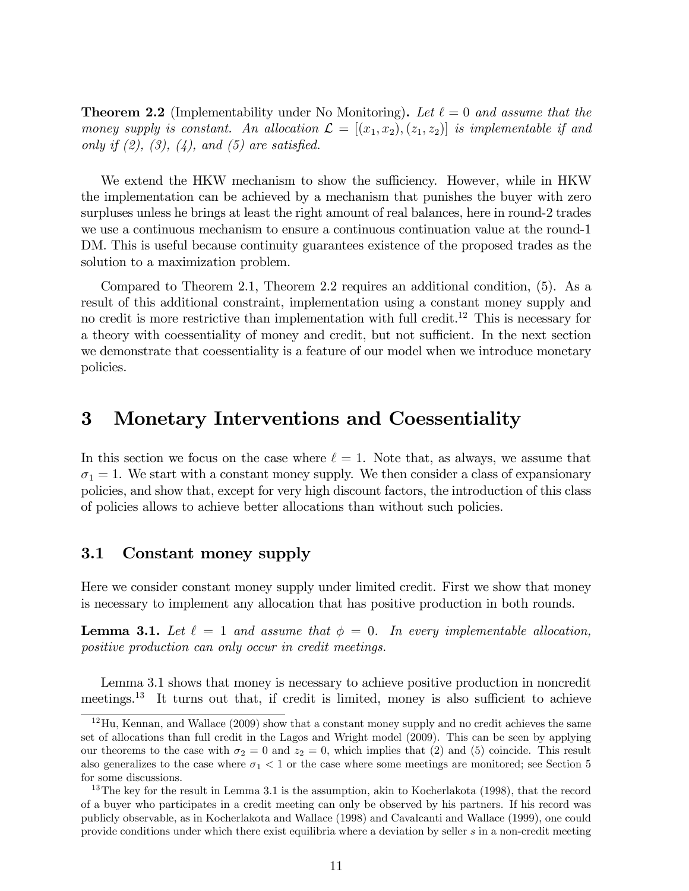**Theorem 2.2** (Implementability under No Monitoring)**.** *Let $\ell = 0$ and assume that the money supply is constant. An allocation $\mathcal{L} = [(x_1, x_2), (z_1, z_2)]$ is implementable if and only if (2), (3), (4), and (5) are satisfied.*

We extend the HKW mechanism to show the sufficiency. However, while in HKW the implementation can be achieved by a mechanism that punishes the buyer with zero surpluses unless he brings at least the right amount of real balances, here in round-2 trades we use a continuous mechanism to ensure a continuous continuation value at the round-1 DM. This is useful because continuity guarantees existence of the proposed trades as the solution to a maximization problem.

Compared to Theorem 2.1, Theorem 2.2 requires an additional condition, (5). As a result of this additional constraint, implementation using a constant money supply and no credit is more restrictive than implementation with full credit.[12] This is necessary for a theory with coessentiality of money and credit, but not sufficient. In the next section we demonstrate that coessentiality is a feature of our model when we introduce monetary policies.

# 3 Monetary Interventions and Coessentiality

In this section we focus on the case where $\ell = 1$. Note that, as always, we assume that $\sigma_1 = 1$. We start with a constant money supply. We then consider a class of expansionary policies, and show that, except for very high discount factors, the introduction of this class of policies allows to achieve better allocations than without such policies.

## 3.1 Constant money supply

Here we consider constant money supply under limited credit. First we show that money is necessary to implement any allocation that has positive production in both rounds.

**Lemma 3.1.** *Let $\ell = 1$ and assume that $\phi = 0$. In every implementable allocation, positive production can only occur in credit meetings.*

Lemma 3.1 shows that money is necessary to achieve positive production in noncredit meetings.[13] It turns out that, if credit is limited, money is also sufficient to achieve

[12] Hu, Kennan, and Wallace (2009) show that a constant money supply and no credit achieves the same set of allocations than full credit in the Lagos and Wright model (2009). This can be seen by applying our theorems to the case with $\sigma_2 = 0$ and $z_2 = 0$, which implies that (2) and (5) coincide. This result also generalizes to the case where $\sigma_1 < 1$ or the case where some meetings are monitored; see Section 5 for some discussions.

[13] The key for the result in Lemma 3.1 is the assumption, akin to Kocherlakota (1998), that the record of a buyer who participates in a credit meeting can only be observed by his partners. If his record was publicly observable, as in Kocherlakota and Wallace (1998) and Cavalcanti and Wallace (1999), one could provide conditions under which there exist equilibria where a deviation by seller $s$ in a non-credit meeting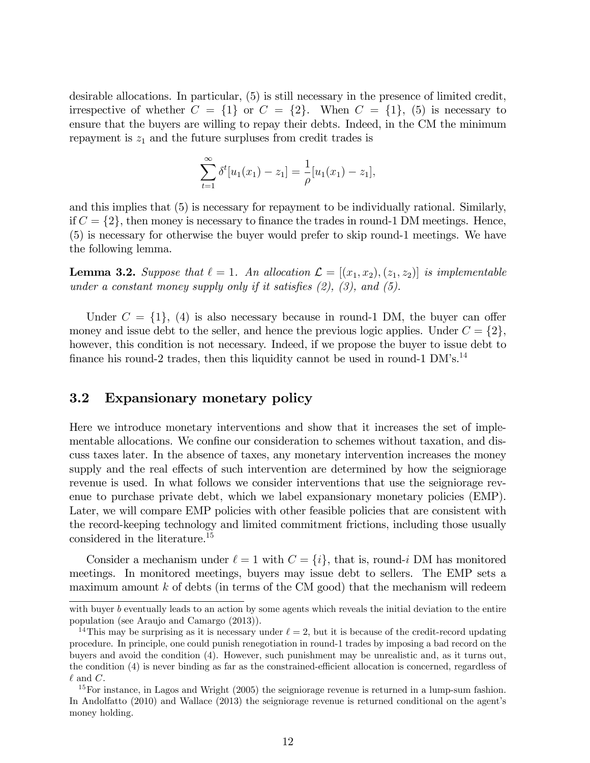desirable allocations. In particular, (5) is still necessary in the presence of limited credit, irrespective of whether $C = \{1\}$ or $C = \{2\}$. When $C = \{1\}$, (5) is necessary to ensure that the buyers are willing to repay their debts. Indeed, in the CM the minimum repayment is $z_1$ and the future surpluses from credit trades is

$$\sum_{t=1}^{\infty} \delta^t [u_1(x_1) - z_1] = \frac{1}{\rho}[u_1(x_1) - z_1],$$

and this implies that (5) is necessary for repayment to be individually rational. Similarly, if $C = \{2\}$, then money is necessary to finance the trades in round-1 DM meetings. Hence, (5) is necessary for otherwise the buyer would prefer to skip round-1 meetings. We have the following lemma.

**Lemma 3.2.** *Suppose that $\ell = 1$. An allocation $\mathcal{L} = [(x_1, x_2), (z_1, z_2)]$ is implementable under a constant money supply only if it satisfies (2), (3), and (5).*

Under $C = \{1\}$, (4) is also necessary because in round-1 DM, the buyer can offer money and issue debt to the seller, and hence the previous logic applies. Under $C = \{2\}$, however, this condition is not necessary. Indeed, if we propose the buyer to issue debt to finance his round-2 trades, then this liquidity cannot be used in round-1 DM's.[14]

## 3.2 Expansionary monetary policy

Here we introduce monetary interventions and show that it increases the set of implementable allocations. We confine our consideration to schemes without taxation, and discuss taxes later. In the absence of taxes, any monetary intervention increases the money supply and the real effects of such intervention are determined by how the seigniorage revenue is used. In what follows we consider interventions that use the seigniorage revenue to purchase private debt, which we label expansionary monetary policies (EMP). Later, we will compare EMP policies with other feasible policies that are consistent with the record-keeping technology and limited commitment frictions, including those usually considered in the literature.[15]

Consider a mechanism under $\ell = 1$ with $C = \{i\}$, that is, round-$i$ DM has monitored meetings. In monitored meetings, buyers may issue debt to sellers. The EMP sets a maximum amount $k$ of debts (in terms of the CM good) that the mechanism will redeem

---

with buyer $b$ eventually leads to an action by some agents which reveals the initial deviation to the entire population (see Araujo and Camargo (2013)).

[14] This may be surprising as it is necessary under $\ell = 2$, but it is because of the credit-record updating procedure. In principle, one could punish renegotiation in round-1 trades by imposing a bad record on the buyers and avoid the condition (4). However, such punishment may be unrealistic and, as it turns out, the condition (4) is never binding as far as the constrained-efficient allocation is concerned, regardless of $\ell$ and $C$.

[15] For instance, in Lagos and Wright (2005) the seigniorage revenue is returned in a lump-sum fashion. In Andolfatto (2010) and Wallace (2013) the seigniorage revenue is returned conditional on the agent's money holding.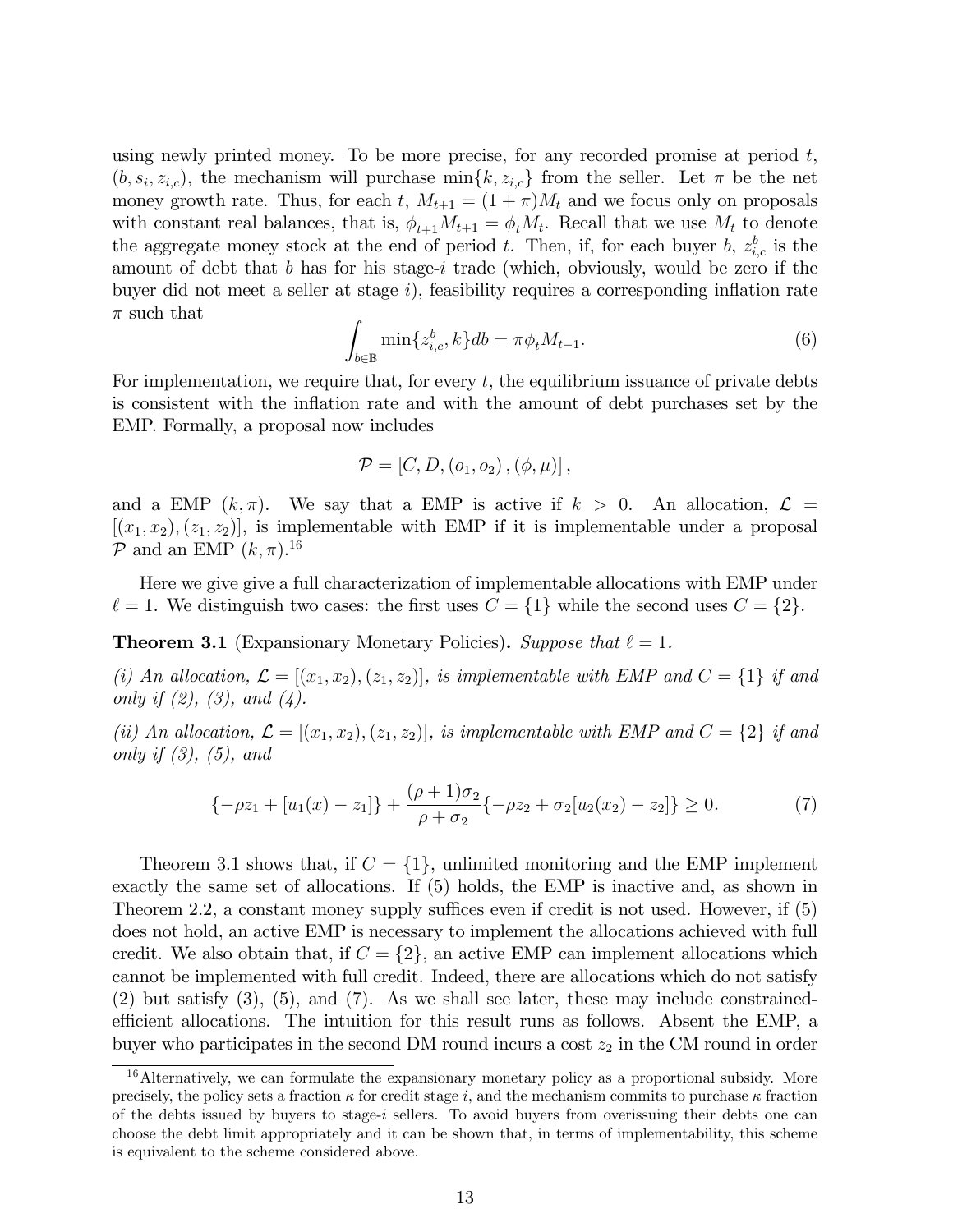using newly printed money. To be more precise, for any recorded promise at period $t$, $(b, s_i, z_{i,c})$, the mechanism will purchase $\min\{k, z_{i,c}\}$ from the seller. Let $\pi$ be the net money growth rate. Thus, for each $t$, $M_{t+1} = (1+\pi)M_t$ and we focus only on proposals with constant real balances, that is, $\phi_{t+1}M_{t+1} = \phi_t M_t$. Recall that we use $M_t$ to denote the aggregate money stock at the end of period $t$. Then, if, for each buyer $b$, $z^b_{i,c}$ is the amount of debt that $b$ has for his stage-$i$ trade (which, obviously, would be zero if the buyer did not meet a seller at stage $i$), feasibility requires a corresponding inflation rate $\pi$ such that

$$\int_{b\in\mathbb{B}} \min\{z^b_{i,c}, k\}db = \pi\phi_t M_{t-1}. \tag{6}$$

For implementation, we require that, for every $t$, the equilibrium issuance of private debts is consistent with the inflation rate and with the amount of debt purchases set by the EMP. Formally, a proposal now includes

$$\mathcal{P} = [C, D, (o_1, o_2), (\phi, \mu)],$$

and a EMP $(k, \pi)$. We say that a EMP is active if $k > 0$. An allocation, $\mathcal{L} = [(x_1, x_2), (z_1, z_2)]$, is implementable with EMP if it is implementable under a proposal $\mathcal{P}$ and an EMP $(k, \pi)$.[16]

Here we give give a full characterization of implementable allocations with EMP under $\ell = 1$. We distinguish two cases: the first uses $C = \{1\}$ while the second uses $C = \{2\}$.

**Theorem 3.1** (Expansionary Monetary Policies)**.** *Suppose that $\ell = 1$.*

*(i) An allocation, $\mathcal{L} = [(x_1, x_2), (z_1, z_2)]$, is implementable with EMP and $C = \{1\}$ if and only if (2), (3), and (4).*

*(ii) An allocation, $\mathcal{L} = [(x_1, x_2), (z_1, z_2)]$, is implementable with EMP and $C = \{2\}$ if and only if (3), (5), and*

$$\{-\rho z_1 + [u_1(x) - z_1]\} + \frac{(\rho+1)\sigma_2}{\rho+\sigma_2}\{-\rho z_2 + \sigma_2[u_2(x_2) - z_2]\} \geq 0. \tag{7}$$

Theorem 3.1 shows that, if $C = \{1\}$, unlimited monitoring and the EMP implement exactly the same set of allocations. If (5) holds, the EMP is inactive and, as shown in Theorem 2.2, a constant money supply suffices even if credit is not used. However, if (5) does not hold, an active EMP is necessary to implement the allocations achieved with full credit. We also obtain that, if $C = \{2\}$, an active EMP can implement allocations which cannot be implemented with full credit. Indeed, there are allocations which do not satisfy (2) but satisfy (3), (5), and (7). As we shall see later, these may include constrained-efficient allocations. The intuition for this result runs as follows. Absent the EMP, a buyer who participates in the second DM round incurs a cost $z_2$ in the CM round in order

[16] Alternatively, we can formulate the expansionary monetary policy as a proportional subsidy. More precisely, the policy sets a fraction $\kappa$ for credit stage $i$, and the mechanism commits to purchase $\kappa$ fraction of the debts issued by buyers to stage-$i$ sellers. To avoid buyers from overissuing their debts one can choose the debt limit appropriately and it can be shown that, in terms of implementability, this scheme is equivalent to the scheme considered above.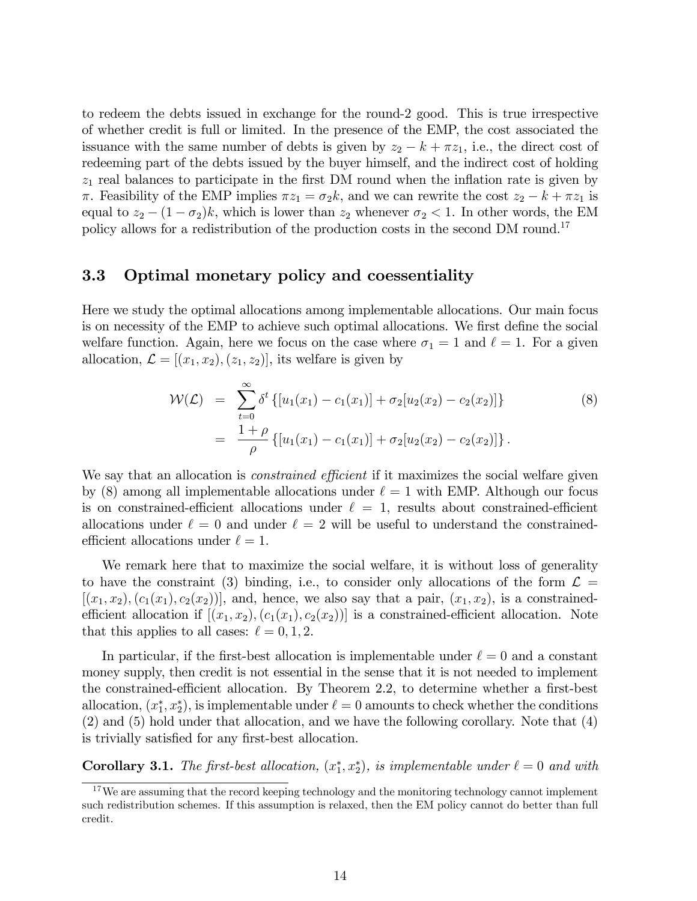to redeem the debts issued in exchange for the round-2 good. This is true irrespective of whether credit is full or limited. In the presence of the EMP, the cost associated the issuance with the same number of debts is given by $z_2 - k + \pi z_1$, i.e., the direct cost of redeeming part of the debts issued by the buyer himself, and the indirect cost of holding $z_1$ real balances to participate in the first DM round when the inflation rate is given by $\pi$. Feasibility of the EMP implies $\pi z_1 = \sigma_2 k$, and we can rewrite the cost $z_2 - k + \pi z_1$ is equal to $z_2 - (1 - \sigma_2)k$, which is lower than $z_2$ whenever $\sigma_2 < 1$. In other words, the EM policy allows for a redistribution of the production costs in the second DM round.[17]

### 3.3 Optimal monetary policy and coessentiality

Here we study the optimal allocations among implementable allocations. Our main focus is on necessity of the EMP to achieve such optimal allocations. We first define the social welfare function. Again, here we focus on the case where $\sigma_1 = 1$ and $\ell = 1$. For a given allocation, $\mathcal{L} = [(x_1, x_2), (z_1, z_2)]$, its welfare is given by

$$\begin{aligned} \mathcal{W}(\mathcal{L}) &= \sum_{t=0}^{\infty} \delta^t \{[u_1(x_1) - c_1(x_1)] + \sigma_2[u_2(x_2) - c_2(x_2)]\} \\ &= \frac{1+\rho}{\rho} \{[u_1(x_1) - c_1(x_1)] + \sigma_2[u_2(x_2) - c_2(x_2)]\}. \end{aligned} \tag{8}$$

We say that an allocation is *constrained efficient* if it maximizes the social welfare given by (8) among all implementable allocations under $\ell = 1$ with EMP. Although our focus is on constrained-efficient allocations under $\ell = 1$, results about constrained-efficient allocations under $\ell = 0$ and under $\ell = 2$ will be useful to understand the constrained-efficient allocations under $\ell = 1$.

We remark here that to maximize the social welfare, it is without loss of generality to have the constraint (3) binding, i.e., to consider only allocations of the form $\mathcal{L} = [(x_1, x_2), (c_1(x_1), c_2(x_2))]$, and, hence, we also say that a pair, $(x_1, x_2)$, is a constrained-efficient allocation if $[(x_1, x_2), (c_1(x_1), c_2(x_2))]$ is a constrained-efficient allocation. Note that this applies to all cases: $\ell = 0, 1, 2$.

In particular, if the first-best allocation is implementable under $\ell = 0$ and a constant money supply, then credit is not essential in the sense that it is not needed to implement the constrained-efficient allocation. By Theorem 2.2, to determine whether a first-best allocation, $(x_1^*, x_2^*)$, is implementable under $\ell = 0$ amounts to check whether the conditions (2) and (5) hold under that allocation, and we have the following corollary. Note that (4) is trivially satisfied for any first-best allocation.

**Corollary 3.1.** *The first-best allocation, $(x_1^*, x_2^*)$, is implementable under $\ell = 0$ and with*

[17] We are assuming that the record keeping technology and the monitoring technology cannot implement such redistribution schemes. If this assumption is relaxed, then the EM policy cannot do better than full credit.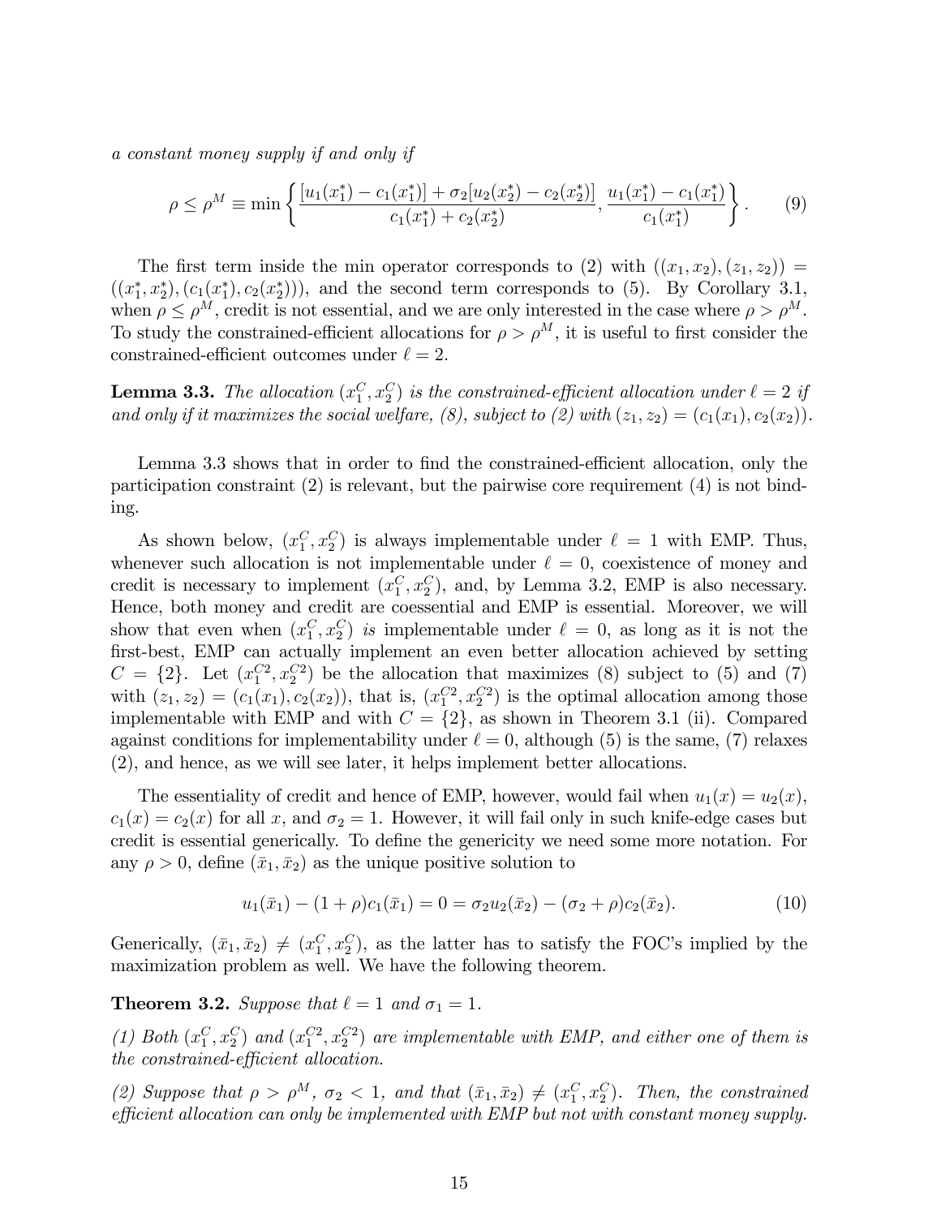*a constant money supply if and only if*

$$\rho \leq \rho^M \equiv \min\left\{\frac{[u_1(x_1^*) - c_1(x_1^*)] + \sigma_2[u_2(x_2^*) - c_2(x_2^*)]}{c_1(x_1^*) + c_2(x_2^*)}, \frac{u_1(x_1^*) - c_1(x_1^*)}{c_1(x_1^*)}\right\}. \tag{9}$$

The first term inside the min operator corresponds to (2) with $((x_1, x_2), (z_1, z_2)) = ((x_1^*, x_2^*), (c_1(x_1^*), c_2(x_2^*)))$, and the second term corresponds to (5). By Corollary 3.1, when $\rho \leq \rho^M$, credit is not essential, and we are only interested in the case where $\rho > \rho^M$. To study the constrained-efficient allocations for $\rho > \rho^M$, it is useful to first consider the constrained-efficient outcomes under $\ell = 2$.

**Lemma 3.3.** *The allocation $(x_1^C, x_2^C)$ is the constrained-efficient allocation under $\ell = 2$ if and only if it maximizes the social welfare, (8), subject to (2) with $(z_1, z_2) = (c_1(x_1), c_2(x_2))$.*

Lemma 3.3 shows that in order to find the constrained-efficient allocation, only the participation constraint (2) is relevant, but the pairwise core requirement (4) is not binding.

As shown below, $(x_1^C, x_2^C)$ is always implementable under $\ell = 1$ with EMP. Thus, whenever such allocation is not implementable under $\ell = 0$, coexistence of money and credit is necessary to implement $(x_1^C, x_2^C)$, and, by Lemma 3.2, EMP is also necessary. Hence, both money and credit are coessential and EMP is essential. Moreover, we will show that even when $(x_1^C, x_2^C)$ *is* implementable under $\ell = 0$, as long as it is not the first-best, EMP can actually implement an even better allocation achieved by setting $C = \{2\}$. Let $(x_1^{C2}, x_2^{C2})$ be the allocation that maximizes (8) subject to (5) and (7) with $(z_1, z_2) = (c_1(x_1), c_2(x_2))$, that is, $(x_1^{C2}, x_2^{C2})$ is the optimal allocation among those implementable with EMP and with $C = \{2\}$, as shown in Theorem 3.1 (ii). Compared against conditions for implementability under $\ell = 0$, although (5) is the same, (7) relaxes (2), and hence, as we will see later, it helps implement better allocations.

The essentiality of credit and hence of EMP, however, would fail when $u_1(x) = u_2(x)$, $c_1(x) = c_2(x)$ for all $x$, and $\sigma_2 = 1$. However, it will fail only in such knife-edge cases but credit is essential generically. To define the genericity we need some more notation. For any $\rho > 0$, define $(\bar{x}_1, \bar{x}_2)$ as the unique positive solution to

$$u_1(\bar{x}_1) - (1+\rho)c_1(\bar{x}_1) = 0 = \sigma_2 u_2(\bar{x}_2) - (\sigma_2 + \rho)c_2(\bar{x}_2). \tag{10}$$

Generically, $(\bar{x}_1, \bar{x}_2) \neq (x_1^C, x_2^C)$, as the latter has to satisfy the FOC's implied by the maximization problem as well. We have the following theorem.

**Theorem 3.2.** *Suppose that $\ell = 1$ and $\sigma_1 = 1$.*

*(1) Both $(x_1^C, x_2^C)$ and $(x_1^{C2}, x_2^{C2})$ are implementable with EMP, and either one of them is the constrained-efficient allocation.*

*(2) Suppose that $\rho > \rho^M$, $\sigma_2 < 1$, and that $(\bar{x}_1, \bar{x}_2) \neq (x_1^C, x_2^C)$. Then, the constrained efficient allocation can only be implemented with EMP but not with constant money supply.*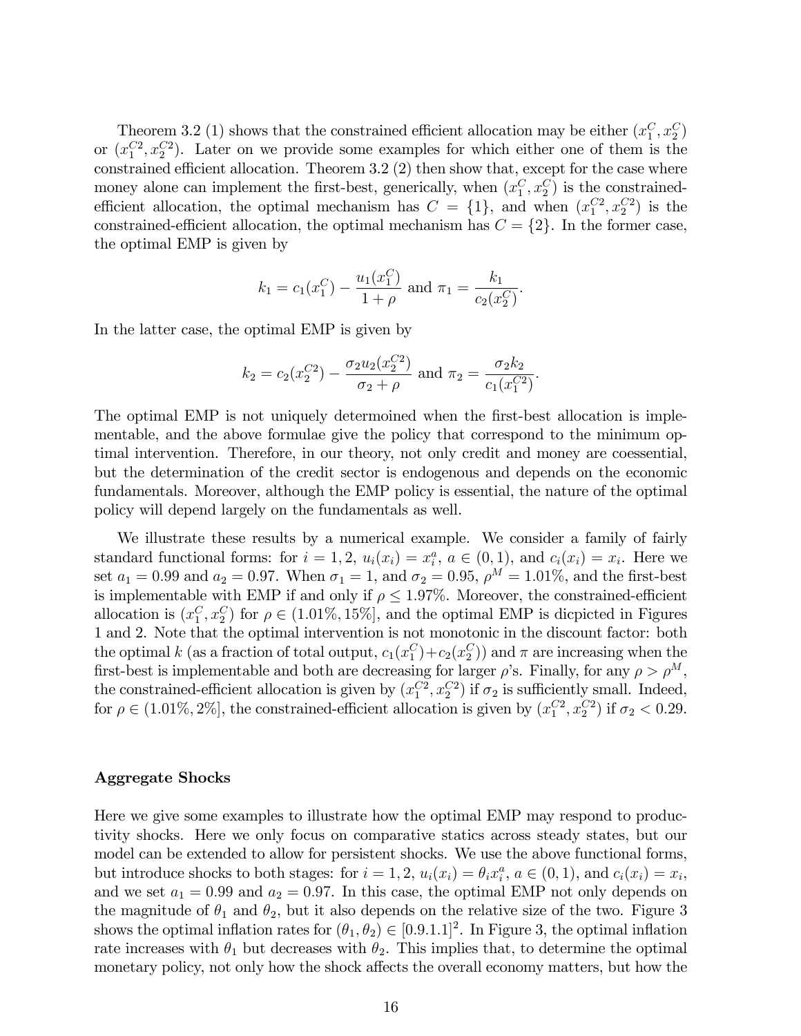Theorem 3.2 (1) shows that the constrained efficient allocation may be either $(x_1^C, x_2^C)$ or $(x_1^{C2}, x_2^{C2})$. Later on we provide some examples for which either one of them is the constrained efficient allocation. Theorem 3.2 (2) then show that, except for the case where money alone can implement the first-best, generically, when $(x_1^C, x_2^C)$ is the constrained-efficient allocation, the optimal mechanism has $C = \{1\}$, and when $(x_1^{C2}, x_2^{C2})$ is the constrained-efficient allocation, the optimal mechanism has $C = \{2\}$. In the former case, the optimal EMP is given by

$$k_1 = c_1(x_1^C) - \frac{u_1(x_1^C)}{1+\rho} \text{ and } \pi_1 = \frac{k_1}{c_2(x_2^C)}.$$

In the latter case, the optimal EMP is given by

$$k_2 = c_2(x_2^{C2}) - \frac{\sigma_2 u_2(x_2^{C2})}{\sigma_2 + \rho} \text{ and } \pi_2 = \frac{\sigma_2 k_2}{c_1(x_1^{C2})}.$$

The optimal EMP is not uniquely determoined when the first-best allocation is implementable, and the above formulae give the policy that correspond to the minimum optimal intervention. Therefore, in our theory, not only credit and money are coessential, but the determination of the credit sector is endogenous and depends on the economic fundamentals. Moreover, although the EMP policy is essential, the nature of the optimal policy will depend largely on the fundamentals as well.

We illustrate these results by a numerical example. We consider a family of fairly standard functional forms: for $i = 1, 2$, $u_i(x_i) = x_i^a$, $a \in (0, 1)$, and $c_i(x_i) = x_i$. Here we set $a_1 = 0.99$ and $a_2 = 0.97$. When $\sigma_1 = 1$, and $\sigma_2 = 0.95$, $\rho^M = 1.01\%$, and the first-best is implementable with EMP if and only if $\rho \leq 1.97\%$. Moreover, the constrained-efficient allocation is $(x_1^C, x_2^C)$ for $\rho \in (1.01\%, 15\%]$, and the optimal EMP is dicpicted in Figures 1 and 2. Note that the optimal intervention is not monotonic in the discount factor: both the optimal $k$ (as a fraction of total output, $c_1(x_1^C) + c_2(x_2^C)$) and $\pi$ are increasing when the first-best is implementable and both are decreasing for larger $\rho$'s. Finally, for any $\rho > \rho^M$, the constrained-efficient allocation is given by $(x_1^{C2}, x_2^{C2})$ if $\sigma_2$ is sufficiently small. Indeed, for $\rho \in (1.01\%, 2\%]$, the constrained-efficient allocation is given by $(x_1^{C2}, x_2^{C2})$ if $\sigma_2 < 0.29$.

**Aggregate Shocks**

Here we give some examples to illustrate how the optimal EMP may respond to productivity shocks. Here we only focus on comparative statics across steady states, but our model can be extended to allow for persistent shocks. We use the above functional forms, but introduce shocks to both stages: for $i = 1, 2$, $u_i(x_i) = \theta_i x_i^a$, $a \in (0, 1)$, and $c_i(x_i) = x_i$, and we set $a_1 = 0.99$ and $a_2 = 0.97$. In this case, the optimal EMP not only depends on the magnitude of $\theta_1$ and $\theta_2$, but it also depends on the relative size of the two. Figure 3 shows the optimal inflation rates for $(\theta_1, \theta_2) \in [0.9.1.1]^2$. In Figure 3, the optimal inflation rate increases with $\theta_1$ but decreases with $\theta_2$. This implies that, to determine the optimal monetary policy, not only how the shock affects the overall economy matters, but how the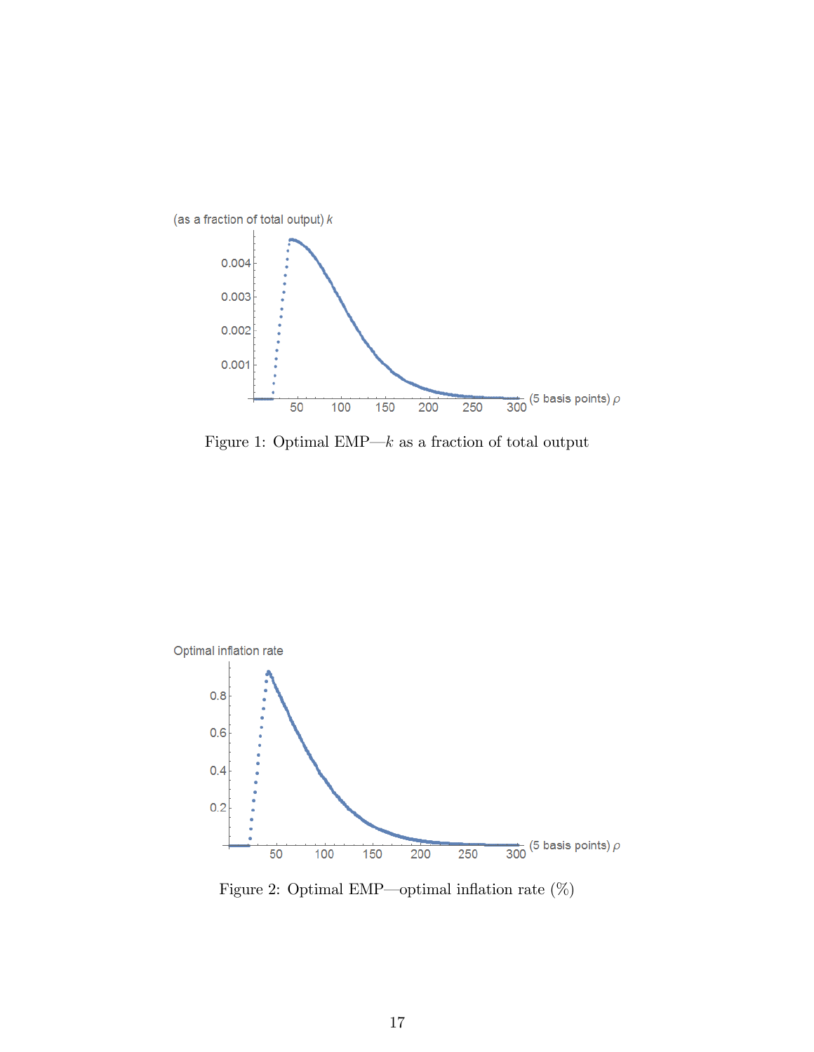Figure 1: Optimal EMP—$k$ as a fraction of total output

Figure 2: Optimal EMP—optimal inflation rate (%)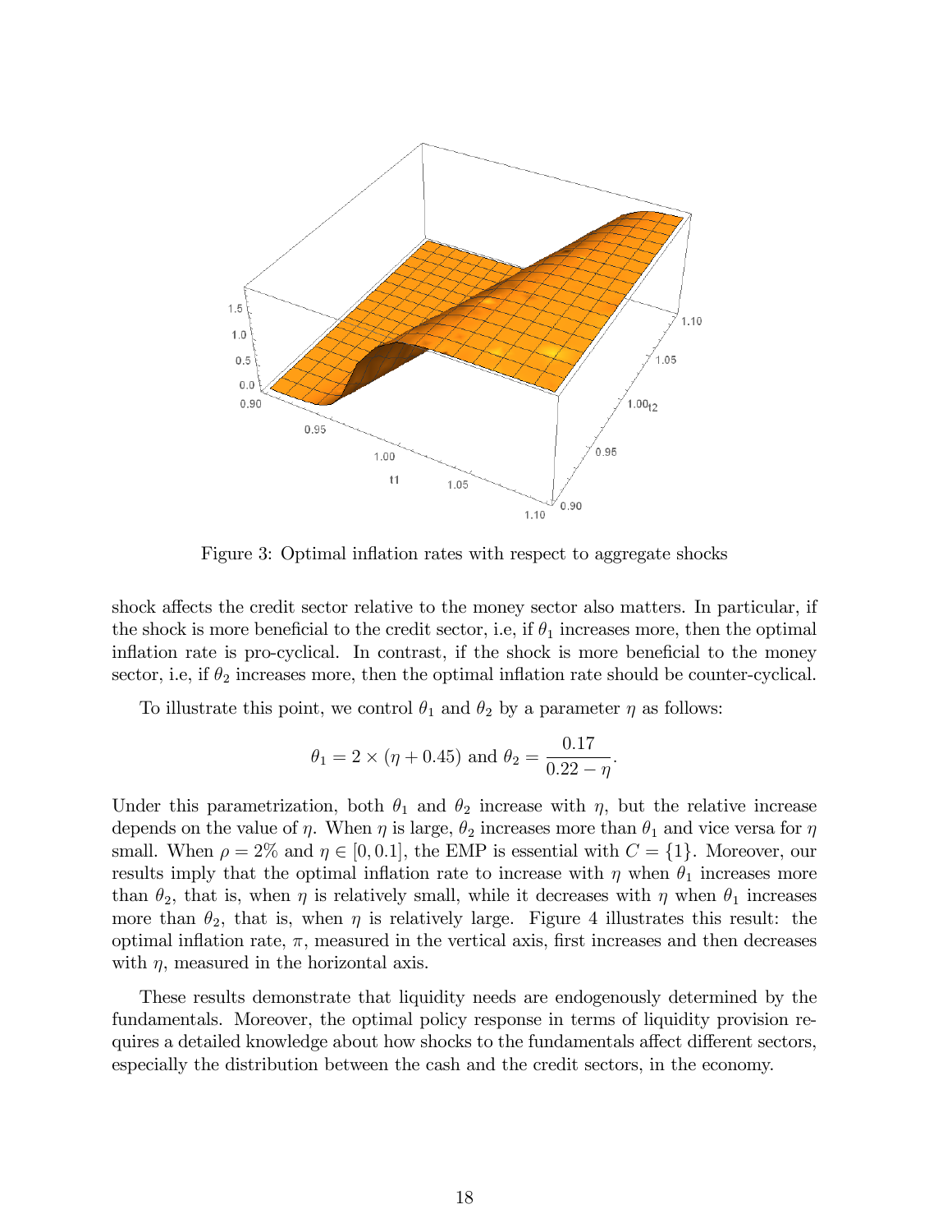Figure 3: Optimal inflation rates with respect to aggregate shocks

shock affects the credit sector relative to the money sector also matters. In particular, if the shock is more beneficial to the credit sector, i.e, if $\theta_1$ increases more, then the optimal inflation rate is pro-cyclical. In contrast, if the shock is more beneficial to the money sector, i.e, if $\theta_2$ increases more, then the optimal inflation rate should be counter-cyclical.

To illustrate this point, we control $\theta_1$ and $\theta_2$ by a parameter $\eta$ as follows:

$$\theta_1 = 2 \times (\eta + 0.45) \text{ and } \theta_2 = \frac{0.17}{0.22 - \eta}.$$

Under this parametrization, both $\theta_1$ and $\theta_2$ increase with $\eta$, but the relative increase depends on the value of $\eta$. When $\eta$ is large, $\theta_2$ increases more than $\theta_1$ and vice versa for $\eta$ small. When $\rho = 2\%$ and $\eta \in [0, 0.1]$, the EMP is essential with $C = \{1\}$. Moreover, our results imply that the optimal inflation rate to increase with $\eta$ when $\theta_1$ increases more than $\theta_2$, that is, when $\eta$ is relatively small, while it decreases with $\eta$ when $\theta_1$ increases more than $\theta_2$, that is, when $\eta$ is relatively large. Figure 4 illustrates this result: the optimal inflation rate, $\pi$, measured in the vertical axis, first increases and then decreases with $\eta$, measured in the horizontal axis.

These results demonstrate that liquidity needs are endogenously determined by the fundamentals. Moreover, the optimal policy response in terms of liquidity provision requires a detailed knowledge about how shocks to the fundamentals affect different sectors, especially the distribution between the cash and the credit sectors, in the economy.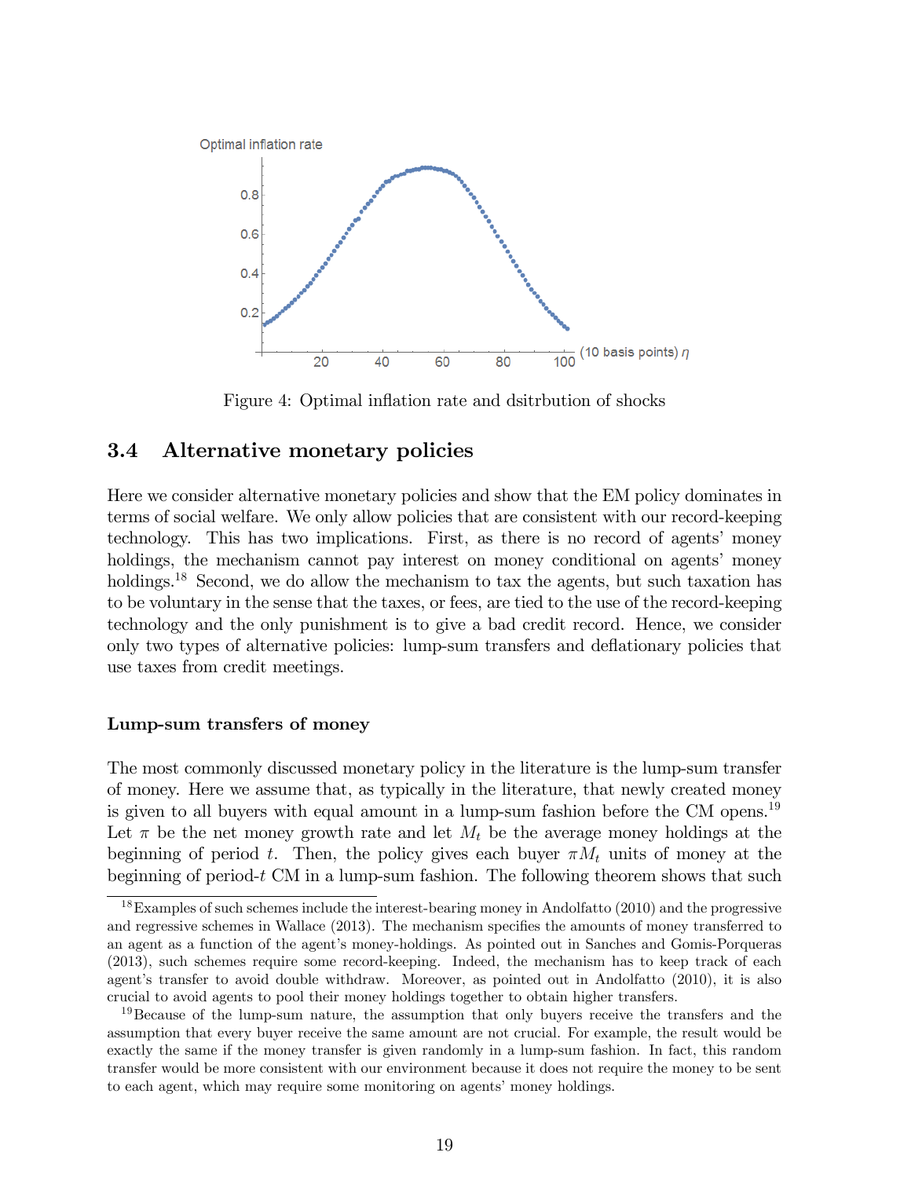Figure 4: Optimal inflation rate and dsitrbution of shocks

### 3.4 Alternative monetary policies

Here we consider alternative monetary policies and show that the EM policy dominates in terms of social welfare. We only allow policies that are consistent with our record-keeping technology. This has two implications. First, as there is no record of agents' money holdings, the mechanism cannot pay interest on money conditional on agents' money holdings.[18] Second, we do allow the mechanism to tax the agents, but such taxation has to be voluntary in the sense that the taxes, or fees, are tied to the use of the record-keeping technology and the only punishment is to give a bad credit record. Hence, we consider only two types of alternative policies: lump-sum transfers and deflationary policies that use taxes from credit meetings.

#### Lump-sum transfers of money

The most commonly discussed monetary policy in the literature is the lump-sum transfer of money. Here we assume that, as typically in the literature, that newly created money is given to all buyers with equal amount in a lump-sum fashion before the CM opens.[19] Let $\pi$ be the net money growth rate and let $M_t$ be the average money holdings at the beginning of period $t$. Then, the policy gives each buyer $\pi M_t$ units of money at the beginning of period-$t$ CM in a lump-sum fashion. The following theorem shows that such

[18] Examples of such schemes include the interest-bearing money in Andolfatto (2010) and the progressive and regressive schemes in Wallace (2013). The mechanism specifies the amounts of money transferred to an agent as a function of the agent's money-holdings. As pointed out in Sanches and Gomis-Porqueras (2013), such schemes require some record-keeping. Indeed, the mechanism has to keep track of each agent's transfer to avoid double withdraw. Moreover, as pointed out in Andolfatto (2010), it is also crucial to avoid agents to pool their money holdings together to obtain higher transfers.

[19] Because of the lump-sum nature, the assumption that only buyers receive the transfers and the assumption that every buyer receive the same amount are not crucial. For example, the result would be exactly the same if the money transfer is given randomly in a lump-sum fashion. In fact, this random transfer would be more consistent with our environment because it does not require the money to be sent to each agent, which may require some monitoring on agents' money holdings.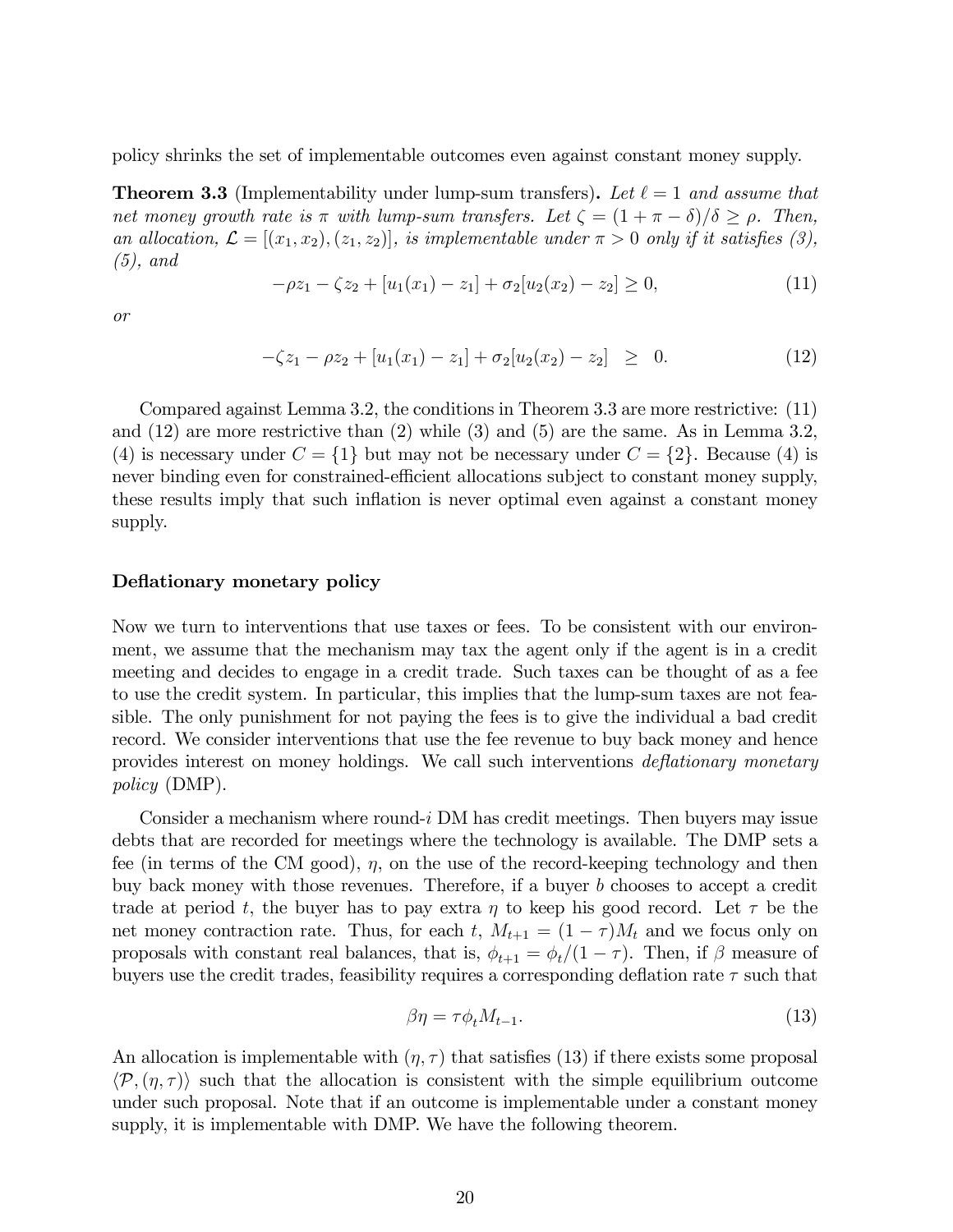policy shrinks the set of implementable outcomes even against constant money supply.

**Theorem 3.3** (Implementability under lump-sum transfers)**.** *Let $\ell = 1$ and assume that net money growth rate is $\pi$ with lump-sum transfers. Let $\zeta = (1 + \pi - \delta)/\delta \geq \rho$. Then, an allocation, $\mathcal{L} = [(x_1, x_2), (z_1, z_2)]$, is implementable under $\pi > 0$ only if it satisfies (3), (5), and*

$$-\rho z_1 - \zeta z_2 + [u_1(x_1) - z_1] + \sigma_2[u_2(x_2) - z_2] \geq 0, \tag{11}$$

*or*

$$-\zeta z_1 - \rho z_2 + [u_1(x_1) - z_1] + \sigma_2[u_2(x_2) - z_2] \;\; \geq \;\; 0. \tag{12}$$

Compared against Lemma 3.2, the conditions in Theorem 3.3 are more restrictive: (11) and (12) are more restrictive than (2) while (3) and (5) are the same. As in Lemma 3.2, (4) is necessary under $C = \{1\}$ but may not be necessary under $C = \{2\}$. Because (4) is never binding even for constrained-efficient allocations subject to constant money supply, these results imply that such inflation is never optimal even against a constant money supply.

#### Deflationary monetary policy

Now we turn to interventions that use taxes or fees. To be consistent with our environment, we assume that the mechanism may tax the agent only if the agent is in a credit meeting and decides to engage in a credit trade. Such taxes can be thought of as a fee to use the credit system. In particular, this implies that the lump-sum taxes are not feasible. The only punishment for not paying the fees is to give the individual a bad credit record. We consider interventions that use the fee revenue to buy back money and hence provides interest on money holdings. We call such interventions *deflationary monetary policy* (DMP).

Consider a mechanism where round-$i$ DM has credit meetings. Then buyers may issue debts that are recorded for meetings where the technology is available. The DMP sets a fee (in terms of the CM good), $\eta$, on the use of the record-keeping technology and then buy back money with those revenues. Therefore, if a buyer $b$ chooses to accept a credit trade at period $t$, the buyer has to pay extra $\eta$ to keep his good record. Let $\tau$ be the net money contraction rate. Thus, for each $t$, $M_{t+1} = (1 - \tau)M_t$ and we focus only on proposals with constant real balances, that is, $\phi_{t+1} = \phi_t/(1 - \tau)$. Then, if $\beta$ measure of buyers use the credit trades, feasibility requires a corresponding deflation rate $\tau$ such that

$$\beta\eta = \tau\phi_t M_{t-1}. \tag{13}$$

An allocation is implementable with $(\eta, \tau)$ that satisfies (13) if there exists some proposal $\langle \mathcal{P}, (\eta, \tau) \rangle$ such that the allocation is consistent with the simple equilibrium outcome under such proposal. Note that if an outcome is implementable under a constant money supply, it is implementable with DMP. We have the following theorem.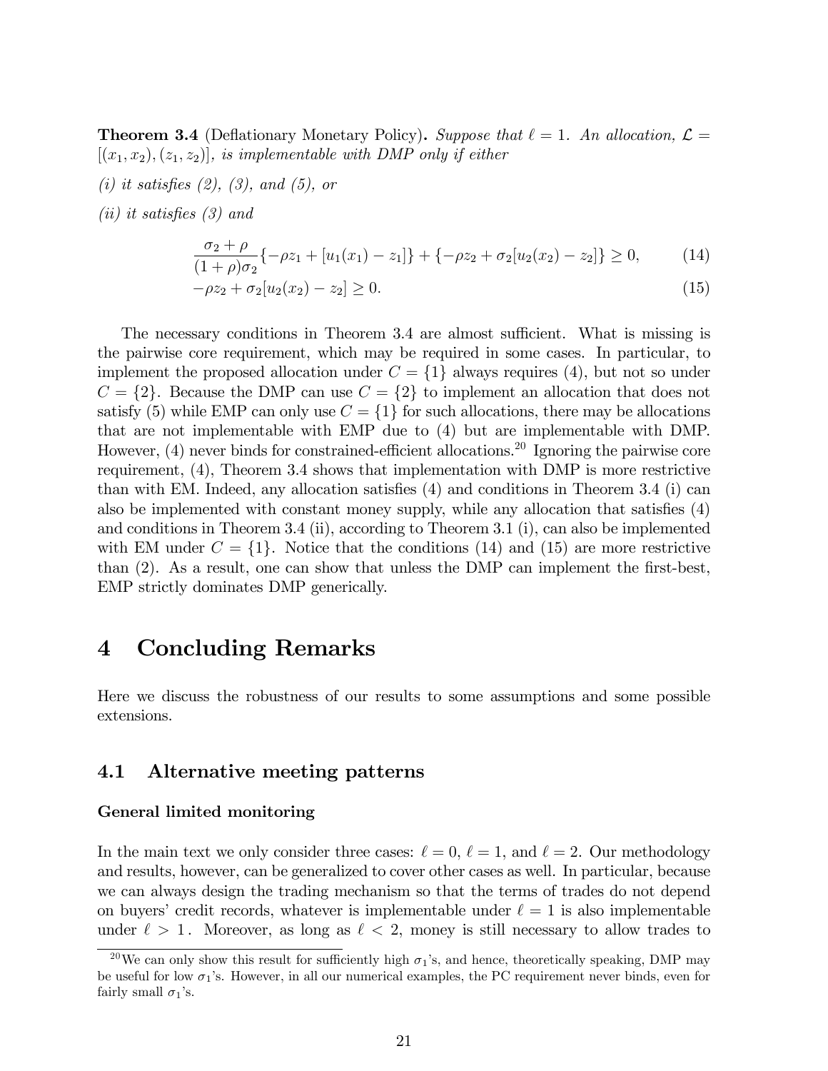**Theorem 3.4** (Deflationary Monetary Policy)**.** *Suppose that $\ell = 1$. An allocation, $\mathcal{L} = [(x_1, x_2), (z_1, z_2)]$, is implementable with DMP only if either*

*(i) it satisfies (2), (3), and (5), or*

*(ii) it satisfies (3) and*

$$\frac{\sigma_2 + \rho}{(1+\rho)\sigma_2}\{-\rho z_1 + [u_1(x_1) - z_1]\} + \{-\rho z_2 + \sigma_2[u_2(x_2) - z_2]\} \geq 0, \tag{14}$$

$$-\rho z_2 + \sigma_2[u_2(x_2) - z_2] \geq 0. \tag{15}$$

The necessary conditions in Theorem 3.4 are almost sufficient. What is missing is the pairwise core requirement, which may be required in some cases. In particular, to implement the proposed allocation under $C = \{1\}$ always requires (4), but not so under $C = \{2\}$. Because the DMP can use $C = \{2\}$ to implement an allocation that does not satisfy (5) while EMP can only use $C = \{1\}$ for such allocations, there may be allocations that are not implementable with EMP due to (4) but are implementable with DMP. However, (4) never binds for constrained-efficient allocations.[20] Ignoring the pairwise core requirement, (4), Theorem 3.4 shows that implementation with DMP is more restrictive than with EM. Indeed, any allocation satisfies (4) and conditions in Theorem 3.4 (i) can also be implemented with constant money supply, while any allocation that satisfies (4) and conditions in Theorem 3.4 (ii), according to Theorem 3.1 (i), can also be implemented with EM under $C = \{1\}$. Notice that the conditions (14) and (15) are more restrictive than (2). As a result, one can show that unless the DMP can implement the first-best, EMP strictly dominates DMP generically.

# 4 Concluding Remarks

Here we discuss the robustness of our results to some assumptions and some possible extensions.

## 4.1 Alternative meeting patterns

**General limited monitoring**

In the main text we only consider three cases: $\ell = 0$, $\ell = 1$, and $\ell = 2$. Our methodology and results, however, can be generalized to cover other cases as well. In particular, because we can always design the trading mechanism so that the terms of trades do not depend on buyers' credit records, whatever is implementable under $\ell = 1$ is also implementable under $\ell > 1$. Moreover, as long as $\ell < 2$, money is still necessary to allow trades to

[20] We can only show this result for sufficiently high $\sigma_1$'s, and hence, theoretically speaking, DMP may be useful for low $\sigma_1$'s. However, in all our numerical examples, the PC requirement never binds, even for fairly small $\sigma_1$'s.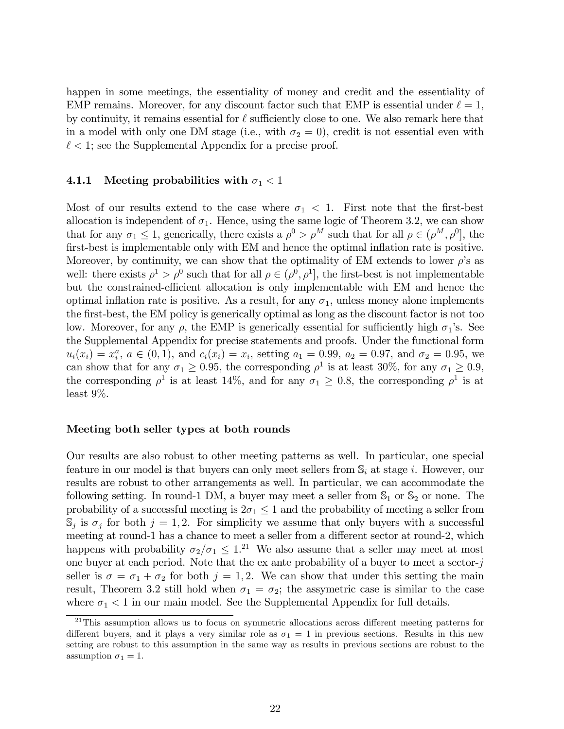happen in some meetings, the essentiality of money and credit and the essentiality of EMP remains. Moreover, for any discount factor such that EMP is essential under $\ell = 1$, by continuity, it remains essential for $\ell$ sufficiently close to one. We also remark here that in a model with only one DM stage (i.e., with $\sigma_2 = 0$), credit is not essential even with $\ell < 1$; see the Supplemental Appendix for a precise proof.

### 4.1.1 Meeting probabilities with $\sigma_1 < 1$

Most of our results extend to the case where $\sigma_1 < 1$. First note that the first-best allocation is independent of $\sigma_1$. Hence, using the same logic of Theorem 3.2, we can show that for any $\sigma_1 \leq 1$, generically, there exists a $\rho^0 > \rho^M$ such that for all $\rho \in (\rho^M, \rho^0]$, the first-best is implementable only with EM and hence the optimal inflation rate is positive. Moreover, by continuity, we can show that the optimality of EM extends to lower $\rho$'s as well: there exists $\rho^1 > \rho^0$ such that for all $\rho \in (\rho^0, \rho^1]$, the first-best is not implementable but the constrained-efficient allocation is only implementable with EM and hence the optimal inflation rate is positive. As a result, for any $\sigma_1$, unless money alone implements the first-best, the EM policy is generically optimal as long as the discount factor is not too low. Moreover, for any $\rho$, the EMP is generically essential for sufficiently high $\sigma_1$'s. See the Supplemental Appendix for precise statements and proofs. Under the functional form $u_i(x_i) = x_i^a$, $a \in (0, 1)$, and $c_i(x_i) = x_i$, setting $a_1 = 0.99$, $a_2 = 0.97$, and $\sigma_2 = 0.95$, we can show that for any $\sigma_1 \geq 0.95$, the corresponding $\rho^1$ is at least 30%, for any $\sigma_1 \geq 0.9$, the corresponding $\rho^1$ is at least 14%, and for any $\sigma_1 \geq 0.8$, the corresponding $\rho^1$ is at least 9%.

**Meeting both seller types at both rounds**

Our results are also robust to other meeting patterns as well. In particular, one special feature in our model is that buyers can only meet sellers from $\mathbb{S}_i$ at stage $i$. However, our results are robust to other arrangements as well. In particular, we can accommodate the following setting. In round-1 DM, a buyer may meet a seller from $\mathbb{S}_1$ or $\mathbb{S}_2$ or none. The probability of a successful meeting is $2\sigma_1 \leq 1$ and the probability of meeting a seller from $\mathbb{S}_j$ is $\sigma_j$ for both $j = 1, 2$. For simplicity we assume that only buyers with a successful meeting at round-1 has a chance to meet a seller from a different sector at round-2, which happens with probability $\sigma_2/\sigma_1 \leq 1$.[21] We also assume that a seller may meet at most one buyer at each period. Note that the ex ante probability of a buyer to meet a sector-$j$ seller is $\sigma = \sigma_1 + \sigma_2$ for both $j = 1, 2$. We can show that under this setting the main result, Theorem 3.2 still hold when $\sigma_1 = \sigma_2$; the assymetric case is similar to the case where $\sigma_1 < 1$ in our main model. See the Supplemental Appendix for full details.

[21] This assumption allows us to focus on symmetric allocations across different meeting patterns for different buyers, and it plays a very similar role as $\sigma_1 = 1$ in previous sections. Results in this new setting are robust to this assumption in the same way as results in previous sections are robust to the assumption $\sigma_1 = 1$.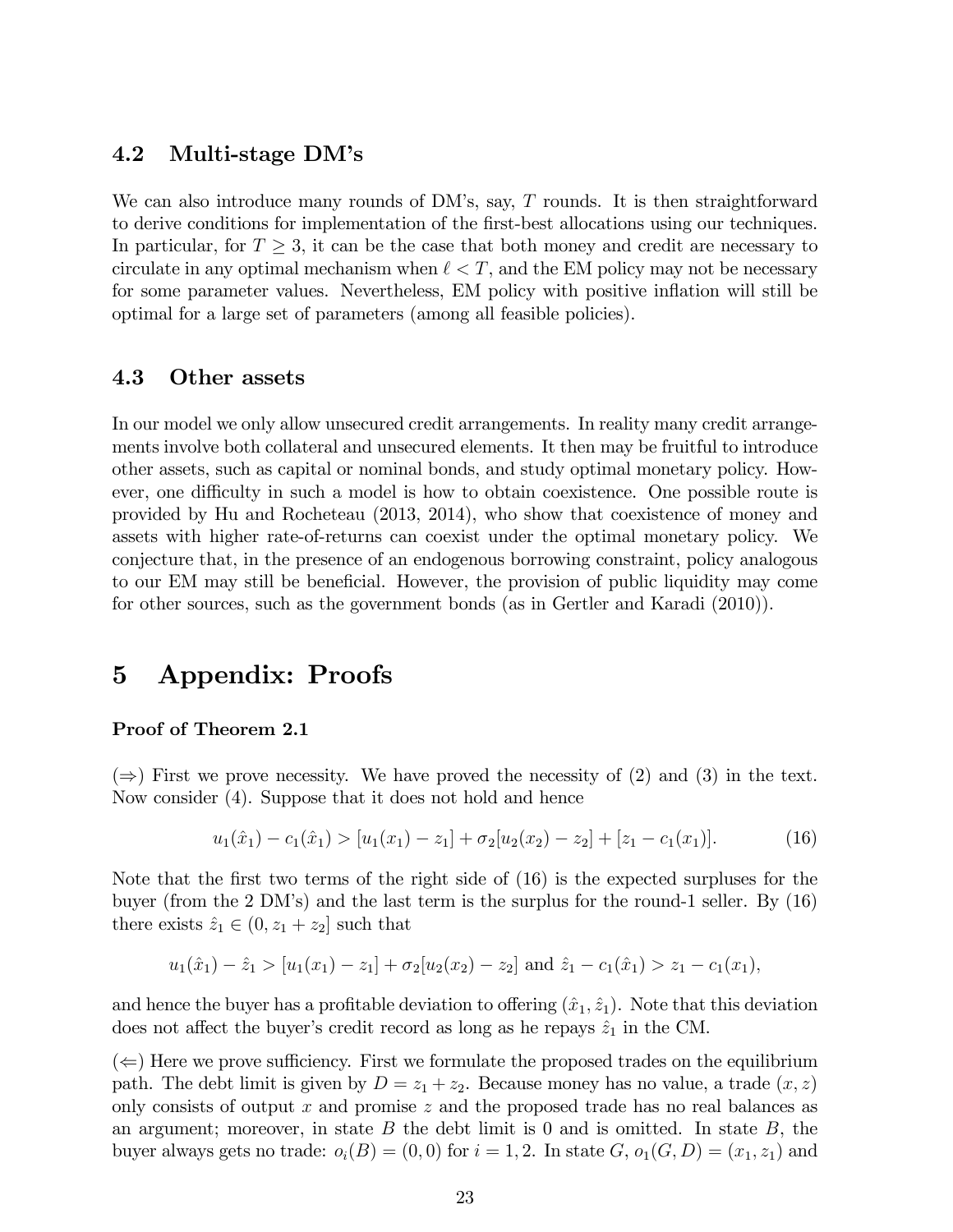### 4.2 Multi-stage DM's

We can also introduce many rounds of DM's, say, $T$ rounds. It is then straightforward to derive conditions for implementation of the first-best allocations using our techniques. In particular, for $T \geq 3$, it can be the case that both money and credit are necessary to circulate in any optimal mechanism when $\ell < T$, and the EM policy may not be necessary for some parameter values. Nevertheless, EM policy with positive inflation will still be optimal for a large set of parameters (among all feasible policies).

### 4.3 Other assets

In our model we only allow unsecured credit arrangements. In reality many credit arrangements involve both collateral and unsecured elements. It then may be fruitful to introduce other assets, such as capital or nominal bonds, and study optimal monetary policy. However, one difficulty in such a model is how to obtain coexistence. One possible route is provided by Hu and Rocheteau (2013, 2014), who show that coexistence of money and assets with higher rate-of-returns can coexist under the optimal monetary policy. We conjecture that, in the presence of an endogenous borrowing constraint, policy analogous to our EM may still be beneficial. However, the provision of public liquidity may come for other sources, such as the government bonds (as in Gertler and Karadi (2010)).

# 5 Appendix: Proofs

**Proof of Theorem 2.1**

($\Rightarrow$) First we prove necessity. We have proved the necessity of (2) and (3) in the text. Now consider (4). Suppose that it does not hold and hence

$$u_1(\hat{x}_1) - c_1(\hat{x}_1) > [u_1(x_1) - z_1] + \sigma_2[u_2(x_2) - z_2] + [z_1 - c_1(x_1)]. \tag{16}$$

Note that the first two terms of the right side of (16) is the expected surpluses for the buyer (from the 2 DM's) and the last term is the surplus for the round-1 seller. By (16) there exists $\hat{z}_1 \in (0, z_1 + z_2]$ such that

$$u_1(\hat{x}_1) - \hat{z}_1 > [u_1(x_1) - z_1] + \sigma_2[u_2(x_2) - z_2] \text{ and } \hat{z}_1 - c_1(\hat{x}_1) > z_1 - c_1(x_1),$$

and hence the buyer has a profitable deviation to offering $(\hat{x}_1, \hat{z}_1)$. Note that this deviation does not affect the buyer's credit record as long as he repays $\hat{z}_1$ in the CM.

($\Leftarrow$) Here we prove sufficiency. First we formulate the proposed trades on the equilibrium path. The debt limit is given by $D = z_1 + z_2$. Because money has no value, a trade $(x, z)$ only consists of output $x$ and promise $z$ and the proposed trade has no real balances as an argument; moreover, in state $B$ the debt limit is 0 and is omitted. In state $B$, the buyer always gets no trade: $o_i(B) = (0, 0)$ for $i = 1, 2$. In state $G$, $o_1(G, D) = (x_1, z_1)$ and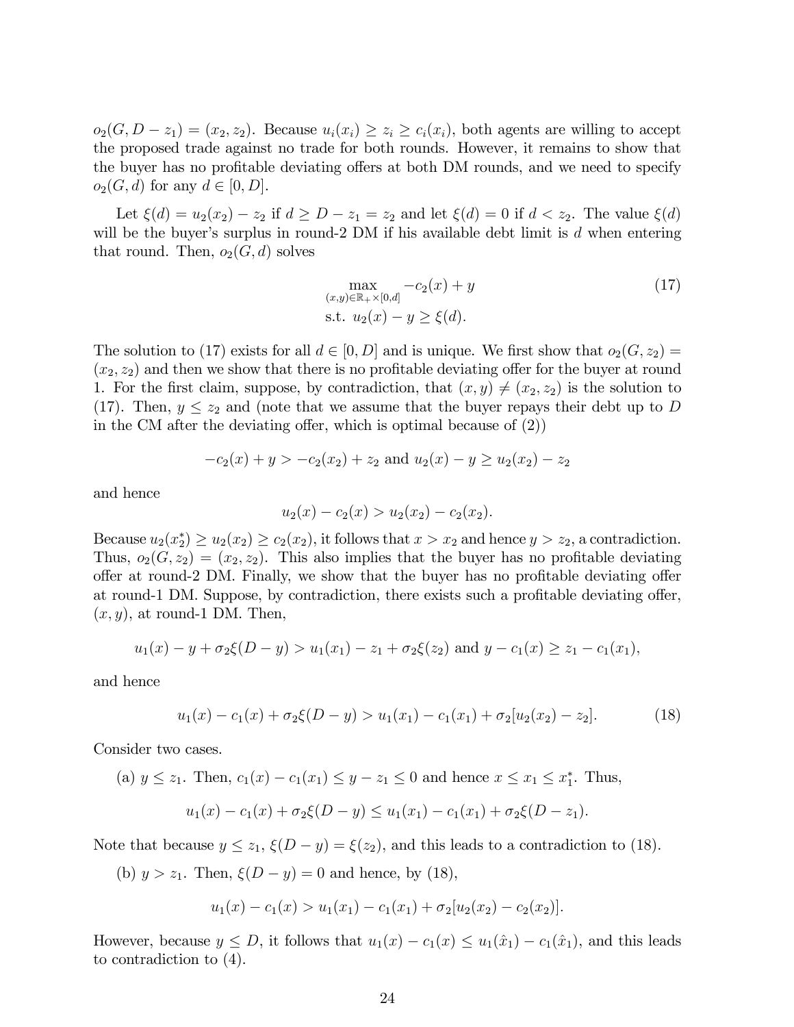$o_2(G, D - z_1) = (x_2, z_2)$. Because $u_i(x_i) \geq z_i \geq c_i(x_i)$, both agents are willing to accept the proposed trade against no trade for both rounds. However, it remains to show that the buyer has no profitable deviating offers at both DM rounds, and we need to specify $o_2(G, d)$ for any $d \in [0, D]$.

Let $\xi(d) = u_2(x_2) - z_2$ if $d \geq D - z_1 = z_2$ and let $\xi(d) = 0$ if $d < z_2$. The value $\xi(d)$ will be the buyer's surplus in round-2 DM if his available debt limit is $d$ when entering that round. Then, $o_2(G, d)$ solves

$$\max_{(x,y)\in\mathbb{R}_+\times[0,d]} -c_2(x) + y \tag{17}$$
$$\text{s.t. } u_2(x) - y \geq \xi(d).$$

The solution to (17) exists for all $d \in [0, D]$ and is unique. We first show that $o_2(G, z_2) = (x_2, z_2)$ and then we show that there is no profitable deviating offer for the buyer at round 1. For the first claim, suppose, by contradiction, that $(x, y) \neq (x_2, z_2)$ is the solution to (17). Then, $y \leq z_2$ and (note that we assume that the buyer repays their debt up to $D$ in the CM after the deviating offer, which is optimal because of (2))

$$-c_2(x) + y > -c_2(x_2) + z_2 \text{ and } u_2(x) - y \geq u_2(x_2) - z_2$$

and hence

$$u_2(x) - c_2(x) > u_2(x_2) - c_2(x_2).$$

Because $u_2(x_2^*) \geq u_2(x_2) \geq c_2(x_2)$, it follows that $x > x_2$ and hence $y > z_2$, a contradiction. Thus, $o_2(G, z_2) = (x_2, z_2)$. This also implies that the buyer has no profitable deviating offer at round-2 DM. Finally, we show that the buyer has no profitable deviating offer at round-1 DM. Suppose, by contradiction, there exists such a profitable deviating offer, $(x, y)$, at round-1 DM. Then,

$$u_1(x) - y + \sigma_2\xi(D - y) > u_1(x_1) - z_1 + \sigma_2\xi(z_2) \text{ and } y - c_1(x) \geq z_1 - c_1(x_1),$$

and hence

$$u_1(x) - c_1(x) + \sigma_2\xi(D - y) > u_1(x_1) - c_1(x_1) + \sigma_2[u_2(x_2) - z_2]. \tag{18}$$

Consider two cases.

(a) $y \leq z_1$. Then, $c_1(x) - c_1(x_1) \leq y - z_1 \leq 0$ and hence $x \leq x_1 \leq x_1^*$. Thus,

$$u_1(x) - c_1(x) + \sigma_2\xi(D - y) \leq u_1(x_1) - c_1(x_1) + \sigma_2\xi(D - z_1).$$

Note that because $y \leq z_1$, $\xi(D - y) = \xi(z_2)$, and this leads to a contradiction to (18).

(b) $y > z_1$. Then, $\xi(D - y) = 0$ and hence, by (18),

$$u_1(x) - c_1(x) > u_1(x_1) - c_1(x_1) + \sigma_2[u_2(x_2) - c_2(x_2)].$$

However, because $y \leq D$, it follows that $u_1(x) - c_1(x) \leq u_1(\hat{x}_1) - c_1(\hat{x}_1)$, and this leads to contradiction to (4).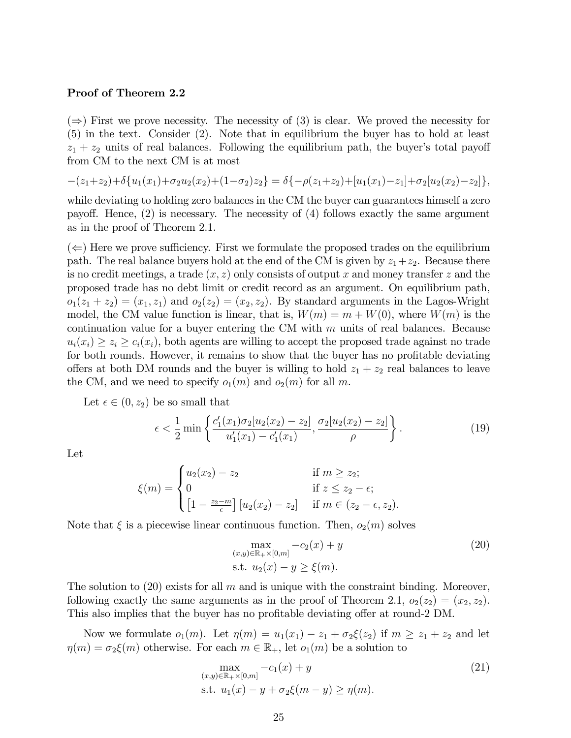**Proof of Theorem 2.2**

($\Rightarrow$) First we prove necessity. The necessity of (3) is clear. We proved the necessity for (5) in the text. Consider (2). Note that in equilibrium the buyer has to hold at least $z_1 + z_2$ units of real balances. Following the equilibrium path, the buyer's total payoff from CM to the next CM is at most

$$-(z_1+z_2)+\delta\{u_1(x_1)+\sigma_2 u_2(x_2)+(1-\sigma_2)z_2\} = \delta\{-\rho(z_1+z_2)+[u_1(x_1)-z_1]+\sigma_2[u_2(x_2)-z_2]\},$$

while deviating to holding zero balances in the CM the buyer can guarantees himself a zero payoff. Hence, (2) is necessary. The necessity of (4) follows exactly the same argument as in the proof of Theorem 2.1.

($\Leftarrow$) Here we prove sufficiency. First we formulate the proposed trades on the equilibrium path. The real balance buyers hold at the end of the CM is given by $z_1+z_2$. Because there is no credit meetings, a trade $(x, z)$ only consists of output $x$ and money transfer $z$ and the proposed trade has no debt limit or credit record as an argument. On equilibrium path, $o_1(z_1 + z_2) = (x_1, z_1)$ and $o_2(z_2) = (x_2, z_2)$. By standard arguments in the Lagos-Wright model, the CM value function is linear, that is, $W(m) = m + W(0)$, where $W(m)$ is the continuation value for a buyer entering the CM with $m$ units of real balances. Because $u_i(x_i) \geq z_i \geq c_i(x_i)$, both agents are willing to accept the proposed trade against no trade for both rounds. However, it remains to show that the buyer has no profitable deviating offers at both DM rounds and the buyer is willing to hold $z_1 + z_2$ real balances to leave the CM, and we need to specify $o_1(m)$ and $o_2(m)$ for all $m$.

Let $\epsilon \in (0, z_2)$ be so small that

$$\epsilon < \frac{1}{2}\min\left\{\frac{c_1'(x_1)\sigma_2[u_2(x_2)-z_2]}{u_1'(x_1)-c_1'(x_1)}, \frac{\sigma_2[u_2(x_2)-z_2]}{\rho}\right\}. \tag{19}$$

Let

$$\xi(m) = \begin{cases} u_2(x_2) - z_2 & \text{if } m \geq z_2; \\ 0 & \text{if } z \leq z_2 - \epsilon; \\ \left[1 - \frac{z_2 - m}{\epsilon}\right][u_2(x_2) - z_2] & \text{if } m \in (z_2 - \epsilon, z_2). \end{cases}$$

Note that $\xi$ is a piecewise linear continuous function. Then, $o_2(m)$ solves

$$\begin{aligned} &\max_{(x,y)\in\mathbb{R}_+\times[0,m]} -c_2(x) + y \\ &\text{s.t. } u_2(x) - y \geq \xi(m). \end{aligned} \tag{20}$$

The solution to (20) exists for all $m$ and is unique with the constraint binding. Moreover, following exactly the same arguments as in the proof of Theorem 2.1, $o_2(z_2) = (x_2, z_2)$. This also implies that the buyer has no profitable deviating offer at round-2 DM.

Now we formulate $o_1(m)$. Let $\eta(m) = u_1(x_1) - z_1 + \sigma_2\xi(z_2)$ if $m \geq z_1 + z_2$ and let $\eta(m) = \sigma_2\xi(m)$ otherwise. For each $m \in \mathbb{R}_+$, let $o_1(m)$ be a solution to

$$\begin{aligned} &\max_{(x,y)\in\mathbb{R}_+\times[0,m]} -c_1(x) + y \\ &\text{s.t. } u_1(x) - y + \sigma_2\xi(m - y) \geq \eta(m). \end{aligned} \tag{21}$$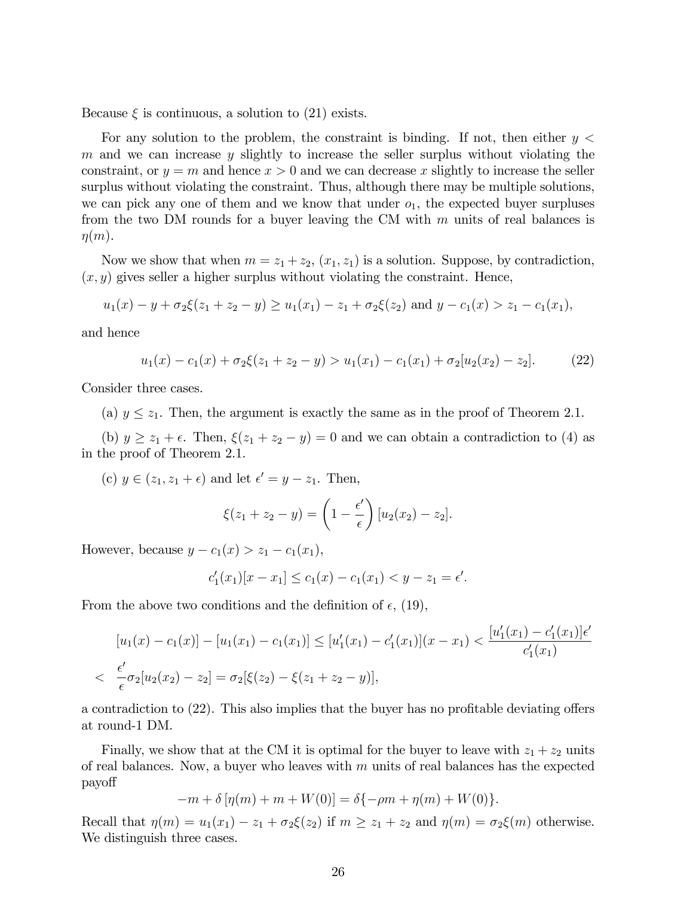Because $\xi$ is continuous, a solution to (21) exists.

For any solution to the problem, the constraint is binding. If not, then either $y < m$ and we can increase $y$ slightly to increase the seller surplus without violating the constraint, or $y = m$ and hence $x > 0$ and we can decrease $x$ slightly to increase the seller surplus without violating the constraint. Thus, although there may be multiple solutions, we can pick any one of them and we know that under $o_1$, the expected buyer surpluses from the two DM rounds for a buyer leaving the CM with $m$ units of real balances is $\eta(m)$.

Now we show that when $m = z_1 + z_2$, $(x_1, z_1)$ is a solution. Suppose, by contradiction, $(x, y)$ gives seller a higher surplus without violating the constraint. Hence,

$$u_1(x) - y + \sigma_2\xi(z_1 + z_2 - y) \geq u_1(x_1) - z_1 + \sigma_2\xi(z_2) \text{ and } y - c_1(x) > z_1 - c_1(x_1),$$

and hence

$$u_1(x) - c_1(x) + \sigma_2\xi(z_1 + z_2 - y) > u_1(x_1) - c_1(x_1) + \sigma_2[u_2(x_2) - z_2]. \tag{22}$$

Consider three cases.

(a) $y \leq z_1$. Then, the argument is exactly the same as in the proof of Theorem 2.1.

(b) $y \geq z_1 + \epsilon$. Then, $\xi(z_1 + z_2 - y) = 0$ and we can obtain a contradiction to (4) as in the proof of Theorem 2.1.

(c) $y \in (z_1, z_1 + \epsilon)$ and let $\epsilon' = y - z_1$. Then,

$$\xi(z_1 + z_2 - y) = \left(1 - \frac{\epsilon'}{\epsilon}\right)[u_2(x_2) - z_2].$$

However, because $y - c_1(x) > z_1 - c_1(x_1)$,

$$c_1'(x_1)[x - x_1] \leq c_1(x) - c_1(x_1) < y - z_1 = \epsilon'.$$

From the above two conditions and the definition of $\epsilon$, (19),

$$\begin{aligned}
&[u_1(x) - c_1(x)] - [u_1(x_1) - c_1(x_1)] \leq [u_1'(x_1) - c_1'(x_1)](x - x_1) < \frac{[u_1'(x_1) - c_1'(x_1)]\epsilon'}{c_1'(x_1)} \\
< \;& \frac{\epsilon'}{\epsilon}\sigma_2[u_2(x_2) - z_2] = \sigma_2[\xi(z_2) - \xi(z_1 + z_2 - y)],
\end{aligned}$$

a contradiction to (22). This also implies that the buyer has no profitable deviating offers at round-1 DM.

Finally, we show that at the CM it is optimal for the buyer to leave with $z_1 + z_2$ units of real balances. Now, a buyer who leaves with $m$ units of real balances has the expected payoff

$$-m + \delta[\eta(m) + m + W(0)] = \delta\{-\rho m + \eta(m) + W(0)\}.$$

Recall that $\eta(m) = u_1(x_1) - z_1 + \sigma_2\xi(z_2)$ if $m \geq z_1 + z_2$ and $\eta(m) = \sigma_2\xi(m)$ otherwise. We distinguish three cases.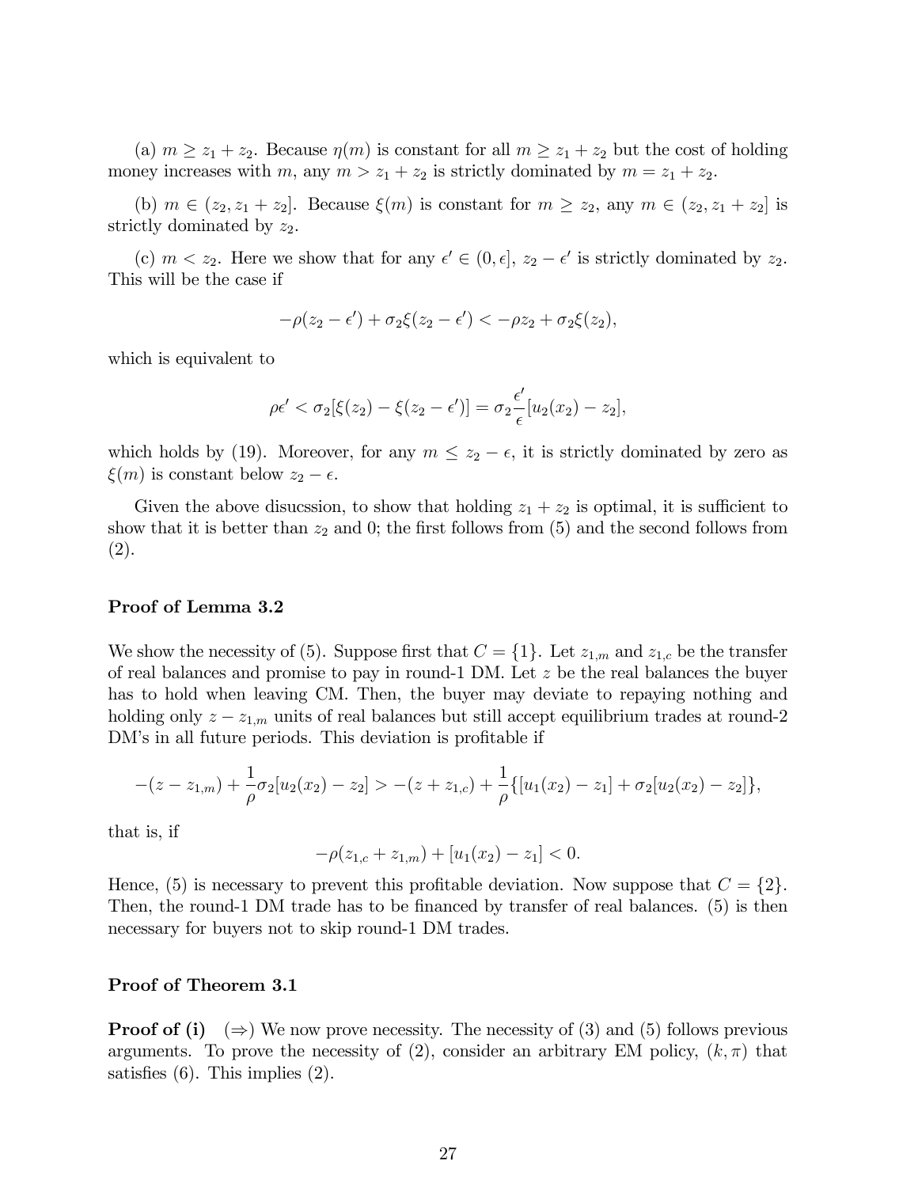(a) $m \geq z_1 + z_2$. Because $\eta(m)$ is constant for all $m \geq z_1 + z_2$ but the cost of holding money increases with $m$, any $m > z_1 + z_2$ is strictly dominated by $m = z_1 + z_2$.

(b) $m \in (z_2, z_1 + z_2]$. Because $\xi(m)$ is constant for $m \geq z_2$, any $m \in (z_2, z_1 + z_2]$ is strictly dominated by $z_2$.

(c) $m < z_2$. Here we show that for any $\epsilon' \in (0, \epsilon]$, $z_2 - \epsilon'$ is strictly dominated by $z_2$. This will be the case if

$$-\rho(z_2 - \epsilon') + \sigma_2 \xi(z_2 - \epsilon') < -\rho z_2 + \sigma_2 \xi(z_2),$$

which is equivalent to

$$\rho \epsilon' < \sigma_2[\xi(z_2) - \xi(z_2 - \epsilon')] = \sigma_2 \frac{\epsilon'}{\epsilon}[u_2(x_2) - z_2],$$

which holds by (19). Moreover, for any $m \leq z_2 - \epsilon$, it is strictly dominated by zero as $\xi(m)$ is constant below $z_2 - \epsilon$.

Given the above disucssion, to show that holding $z_1 + z_2$ is optimal, it is sufficient to show that it is better than $z_2$ and 0; the first follows from (5) and the second follows from (2).

**Proof of Lemma 3.2**

We show the necessity of (5). Suppose first that $C = \{1\}$. Let $z_{1,m}$ and $z_{1,c}$ be the transfer of real balances and promise to pay in round-1 DM. Let $z$ be the real balances the buyer has to hold when leaving CM. Then, the buyer may deviate to repaying nothing and holding only $z - z_{1,m}$ units of real balances but still accept equilibrium trades at round-2 DM's in all future periods. This deviation is profitable if

$$-(z - z_{1,m}) + \frac{1}{\rho}\sigma_2[u_2(x_2) - z_2] > -(z + z_{1,c}) + \frac{1}{\rho}\{[u_1(x_2) - z_1] + \sigma_2[u_2(x_2) - z_2]\},$$

that is, if

$$-\rho(z_{1,c} + z_{1,m}) + [u_1(x_2) - z_1] < 0.$$

Hence, (5) is necessary to prevent this profitable deviation. Now suppose that $C = \{2\}$. Then, the round-1 DM trade has to be financed by transfer of real balances. (5) is then necessary for buyers not to skip round-1 DM trades.

**Proof of Theorem 3.1**

**Proof of (i)** $(\Rightarrow)$ We now prove necessity. The necessity of (3) and (5) follows previous arguments. To prove the necessity of (2), consider an arbitrary EM policy, $(k, \pi)$ that satisfies (6). This implies (2).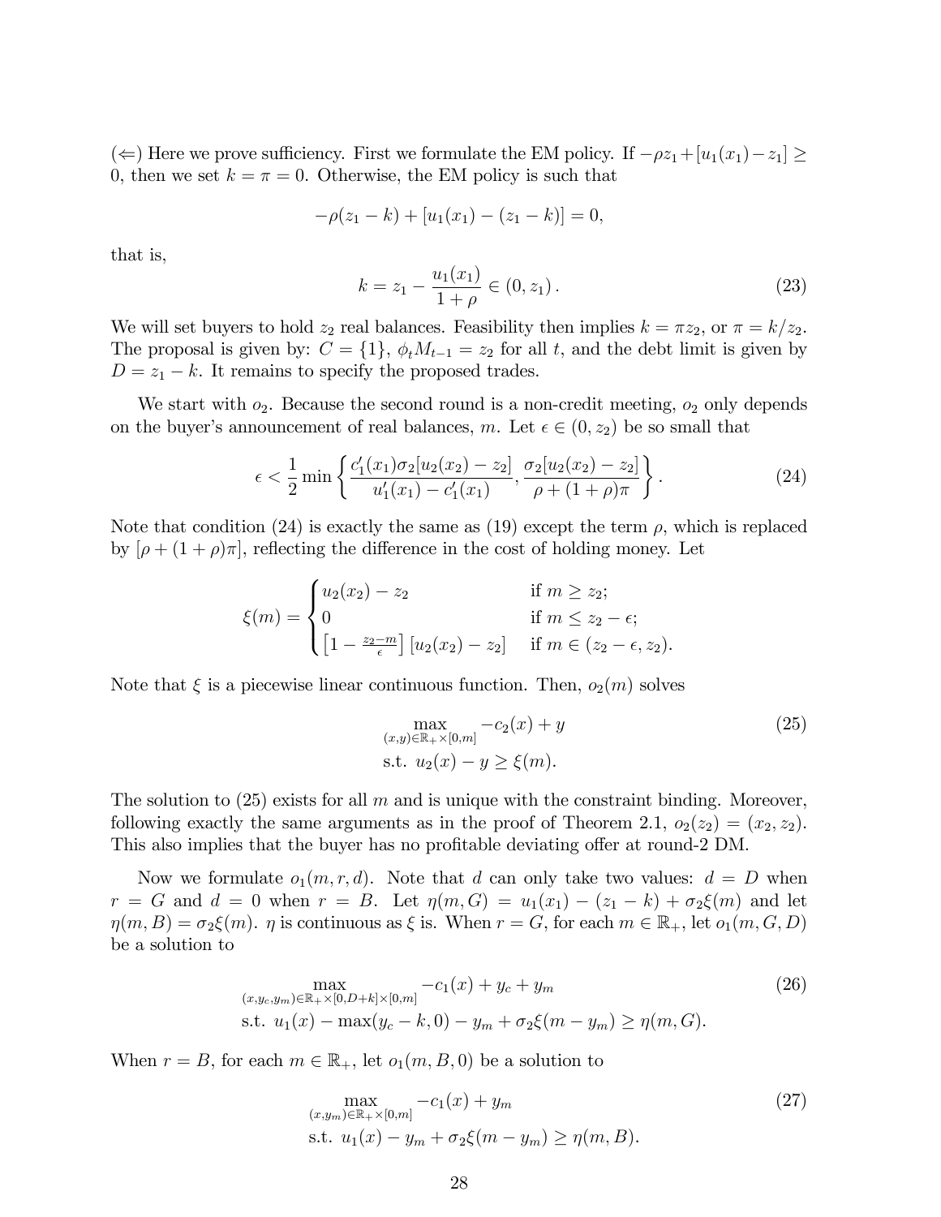($\Leftarrow$) Here we prove sufficiency. First we formulate the EM policy. If $-\rho z_1 + [u_1(x_1) - z_1] \geq 0$, then we set $k = \pi = 0$. Otherwise, the EM policy is such that

$$-\rho(z_1 - k) + [u_1(x_1) - (z_1 - k)] = 0,$$

that is,

$$k = z_1 - \frac{u_1(x_1)}{1+\rho} \in (0, z_1). \tag{23}$$

We will set buyers to hold $z_2$ real balances. Feasibility then implies $k = \pi z_2$, or $\pi = k/z_2$. The proposal is given by: $C = \{1\}$, $\phi_t M_{t-1} = z_2$ for all $t$, and the debt limit is given by $D = z_1 - k$. It remains to specify the proposed trades.

We start with $o_2$. Because the second round is a non-credit meeting, $o_2$ only depends on the buyer's announcement of real balances, $m$. Let $\epsilon \in (0, z_2)$ be so small that

$$\epsilon < \frac{1}{2} \min \left\{ \frac{c_1'(x_1)\sigma_2[u_2(x_2) - z_2]}{u_1'(x_1) - c_1'(x_1)}, \frac{\sigma_2[u_2(x_2) - z_2]}{\rho + (1+\rho)\pi} \right\}. \tag{24}$$

Note that condition (24) is exactly the same as (19) except the term $\rho$, which is replaced by $[\rho + (1+\rho)\pi]$, reflecting the difference in the cost of holding money. Let

$$\xi(m) = \begin{cases} u_2(x_2) - z_2 & \text{if } m \geq z_2; \\ 0 & \text{if } m \leq z_2 - \epsilon; \\ \left[1 - \frac{z_2 - m}{\epsilon}\right][u_2(x_2) - z_2] & \text{if } m \in (z_2 - \epsilon, z_2). \end{cases}$$

Note that $\xi$ is a piecewise linear continuous function. Then, $o_2(m)$ solves

$$\begin{aligned} &\max_{(x,y) \in \mathbb{R}_+ \times [0,m]} -c_2(x) + y \\ &\text{s.t. } u_2(x) - y \geq \xi(m). \end{aligned} \tag{25}$$

The solution to (25) exists for all $m$ and is unique with the constraint binding. Moreover, following exactly the same arguments as in the proof of Theorem 2.1, $o_2(z_2) = (x_2, z_2)$. This also implies that the buyer has no profitable deviating offer at round-2 DM.

Now we formulate $o_1(m, r, d)$. Note that $d$ can only take two values: $d = D$ when $r = G$ and $d = 0$ when $r = B$. Let $\eta(m, G) = u_1(x_1) - (z_1 - k) + \sigma_2 \xi(m)$ and let $\eta(m, B) = \sigma_2 \xi(m)$. $\eta$ is continuous as $\xi$ is. When $r = G$, for each $m \in \mathbb{R}_+$, let $o_1(m, G, D)$ be a solution to

$$\begin{aligned} &\max_{(x, y_c, y_m) \in \mathbb{R}_+ \times [0, D+k] \times [0,m]} -c_1(x) + y_c + y_m \\ &\text{s.t. } u_1(x) - \max(y_c - k, 0) - y_m + \sigma_2 \xi(m - y_m) \geq \eta(m, G). \end{aligned} \tag{26}$$

When $r = B$, for each $m \in \mathbb{R}_+$, let $o_1(m, B, 0)$ be a solution to

$$\begin{aligned} &\max_{(x, y_m) \in \mathbb{R}_+ \times [0,m]} -c_1(x) + y_m \\ &\text{s.t. } u_1(x) - y_m + \sigma_2 \xi(m - y_m) \geq \eta(m, B). \end{aligned} \tag{27}$$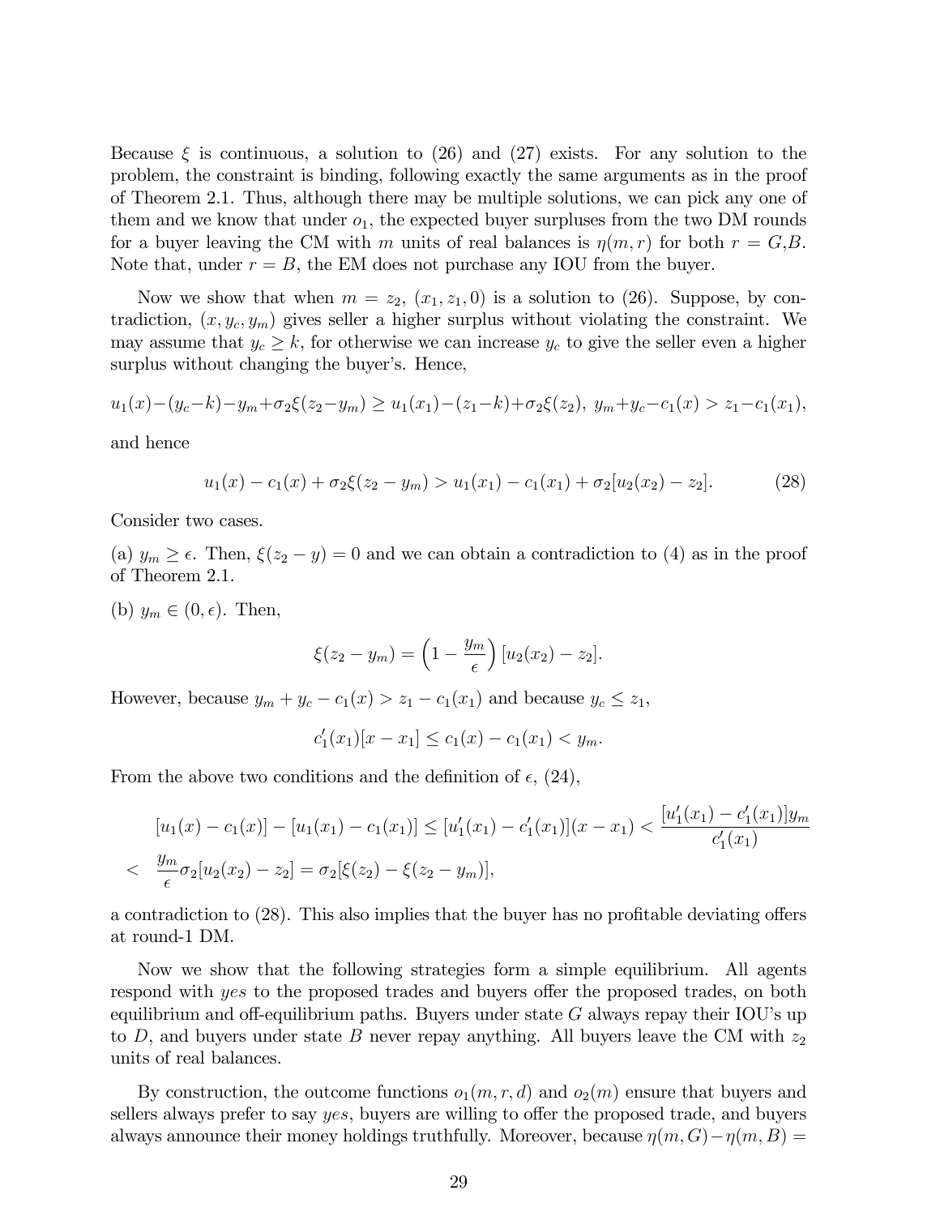Because $\xi$ is continuous, a solution to (26) and (27) exists. For any solution to the problem, the constraint is binding, following exactly the same arguments as in the proof of Theorem 2.1. Thus, although there may be multiple solutions, we can pick any one of them and we know that under $o_1$, the expected buyer surpluses from the two DM rounds for a buyer leaving the CM with $m$ units of real balances is $\eta(m, r)$ for both $r = G, B$. Note that, under $r = B$, the EM does not purchase any IOU from the buyer.

Now we show that when $m = z_2$, $(x_1, z_1, 0)$ is a solution to (26). Suppose, by contradiction, $(x, y_c, y_m)$ gives seller a higher surplus without violating the constraint. We may assume that $y_c \geq k$, for otherwise we can increase $y_c$ to give the seller even a higher surplus without changing the buyer's. Hence,

$$u_1(x)-(y_c-k)-y_m+\sigma_2\xi(z_2-y_m) \geq u_1(x_1)-(z_1-k)+\sigma_2\xi(z_2),\ y_m+y_c-c_1(x) > z_1-c_1(x_1),$$

and hence

$$u_1(x) - c_1(x) + \sigma_2\xi(z_2 - y_m) > u_1(x_1) - c_1(x_1) + \sigma_2[u_2(x_2) - z_2]. \tag{28}$$

Consider two cases.

(a) $y_m \geq \epsilon$. Then, $\xi(z_2 - y) = 0$ and we can obtain a contradiction to (4) as in the proof of Theorem 2.1.

(b) $y_m \in (0, \epsilon)$. Then,

$$\xi(z_2 - y_m) = \Big(1 - \frac{y_m}{\epsilon}\Big)[u_2(x_2) - z_2].$$

However, because $y_m + y_c - c_1(x) > z_1 - c_1(x_1)$ and because $y_c \leq z_1$,

$$c_1'(x_1)[x - x_1] \leq c_1(x) - c_1(x_1) < y_m.$$

From the above two conditions and the definition of $\epsilon$, (24),

$$\begin{aligned}
&[u_1(x) - c_1(x)] - [u_1(x_1) - c_1(x_1)] \leq [u_1'(x_1) - c_1'(x_1)](x - x_1) < \frac{[u_1'(x_1) - c_1'(x_1)]y_m}{c_1'(x_1)} \\
< \ &\frac{y_m}{\epsilon}\sigma_2[u_2(x_2) - z_2] = \sigma_2[\xi(z_2) - \xi(z_2 - y_m)],
\end{aligned}$$

a contradiction to (28). This also implies that the buyer has no profitable deviating offers at round-1 DM.

Now we show that the following strategies form a simple equilibrium. All agents respond with *yes* to the proposed trades and buyers offer the proposed trades, on both equilibrium and off-equilibrium paths. Buyers under state $G$ always repay their IOU's up to $D$, and buyers under state $B$ never repay anything. All buyers leave the CM with $z_2$ units of real balances.

By construction, the outcome functions $o_1(m, r, d)$ and $o_2(m)$ ensure that buyers and sellers always prefer to say *yes*, buyers are willing to offer the proposed trade, and buyers always announce their money holdings truthfully. Moreover, because $\eta(m, G) - \eta(m, B) =$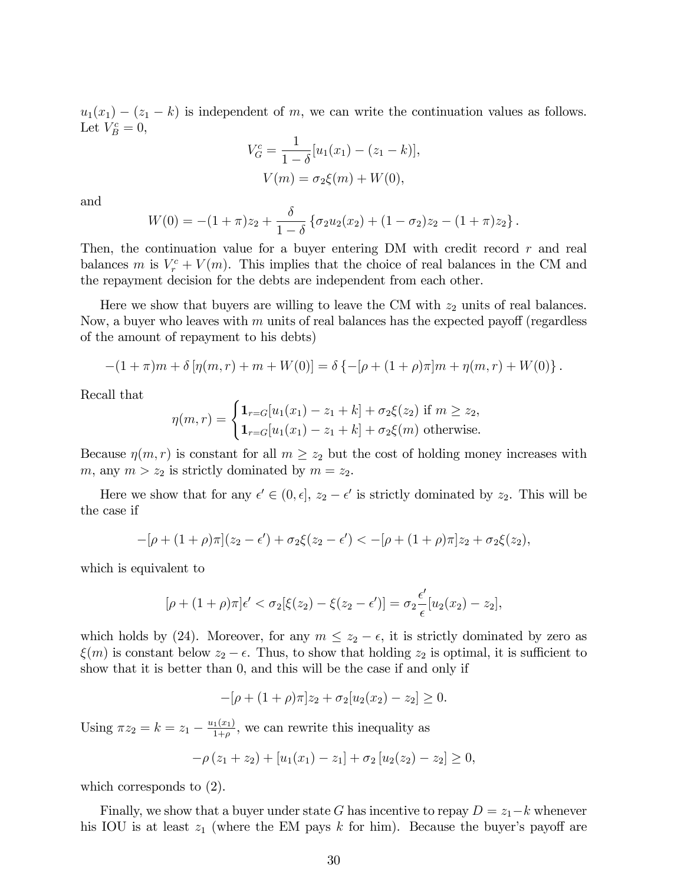$u_1(x_1) - (z_1 - k)$ is independent of $m$, we can write the continuation values as follows. Let $V_B^c = 0$,

$$V_G^c = \frac{1}{1-\delta}[u_1(x_1) - (z_1 - k)],$$

$$V(m) = \sigma_2 \xi(m) + W(0),$$

and

$$W(0) = -(1+\pi)z_2 + \frac{\delta}{1-\delta}\left\{\sigma_2 u_2(x_2) + (1-\sigma_2)z_2 - (1+\pi)z_2\right\}.$$

Then, the continuation value for a buyer entering DM with credit record $r$ and real balances $m$ is $V_r^c + V(m)$. This implies that the choice of real balances in the CM and the repayment decision for the debts are independent from each other.

Here we show that buyers are willing to leave the CM with $z_2$ units of real balances. Now, a buyer who leaves with $m$ units of real balances has the expected payoff (regardless of the amount of repayment to his debts)

$$-(1+\pi)m + \delta\left[\eta(m,r) + m + W(0)\right] = \delta\left\{-[\rho + (1+\rho)\pi]m + \eta(m,r) + W(0)\right\}.$$

Recall that

$$\eta(m,r) = \begin{cases} \mathbf{1}_{r=G}[u_1(x_1) - z_1 + k] + \sigma_2 \xi(z_2) \text{ if } m \geq z_2, \\ \mathbf{1}_{r=G}[u_1(x_1) - z_1 + k] + \sigma_2 \xi(m) \text{ otherwise.} \end{cases}$$

Because $\eta(m,r)$ is constant for all $m \geq z_2$ but the cost of holding money increases with $m$, any $m > z_2$ is strictly dominated by $m = z_2$.

Here we show that for any $\epsilon' \in (0, \epsilon]$, $z_2 - \epsilon'$ is strictly dominated by $z_2$. This will be the case if

$$-[\rho + (1+\rho)\pi](z_2 - \epsilon') + \sigma_2 \xi(z_2 - \epsilon') < -[\rho + (1+\rho)\pi]z_2 + \sigma_2 \xi(z_2),$$

which is equivalent to

$$[\rho + (1+\rho)\pi]\epsilon' < \sigma_2[\xi(z_2) - \xi(z_2 - \epsilon')] = \sigma_2 \frac{\epsilon'}{\epsilon}[u_2(x_2) - z_2],$$

which holds by (24). Moreover, for any $m \leq z_2 - \epsilon$, it is strictly dominated by zero as $\xi(m)$ is constant below $z_2 - \epsilon$. Thus, to show that holding $z_2$ is optimal, it is sufficient to show that it is better than 0, and this will be the case if and only if

$$-[\rho + (1+\rho)\pi]z_2 + \sigma_2[u_2(x_2) - z_2] \geq 0.$$

Using $\pi z_2 = k = z_1 - \frac{u_1(x_1)}{1+\rho}$, we can rewrite this inequality as

$$-\rho(z_1 + z_2) + [u_1(x_1) - z_1] + \sigma_2[u_2(z_2) - z_2] \geq 0,$$

which corresponds to (2).

Finally, we show that a buyer under state $G$ has incentive to repay $D = z_1 - k$ whenever his IOU is at least $z_1$ (where the EM pays $k$ for him). Because the buyer's payoff are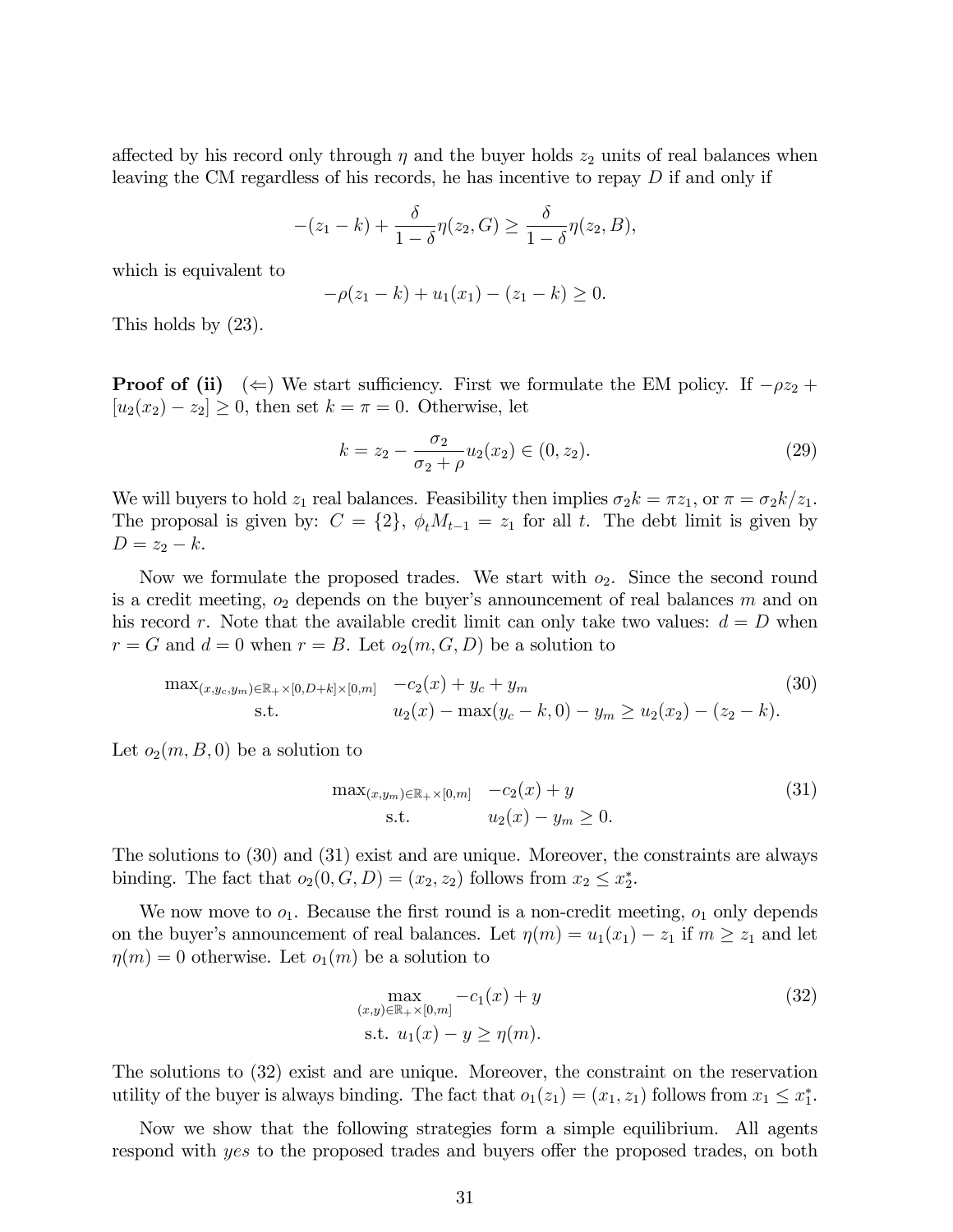affected by his record only through $\eta$ and the buyer holds $z_2$ units of real balances when leaving the CM regardless of his records, he has incentive to repay $D$ if and only if

$$-(z_1 - k) + \frac{\delta}{1-\delta}\eta(z_2, G) \geq \frac{\delta}{1-\delta}\eta(z_2, B),$$

which is equivalent to

$$-\rho(z_1 - k) + u_1(x_1) - (z_1 - k) \geq 0.$$

This holds by (23).

**Proof of (ii)** ($\Leftarrow$) We start sufficiency. First we formulate the EM policy. If $-\rho z_2 + [u_2(x_2) - z_2] \geq 0$, then set $k = \pi = 0$. Otherwise, let

$$k = z_2 - \frac{\sigma_2}{\sigma_2 + \rho} u_2(x_2) \in (0, z_2). \tag{29}$$

We will buyers to hold $z_1$ real balances. Feasibility then implies $\sigma_2 k = \pi z_1$, or $\pi = \sigma_2 k / z_1$. The proposal is given by: $C = \{2\}$, $\phi_t M_{t-1} = z_1$ for all $t$. The debt limit is given by $D = z_2 - k$.

Now we formulate the proposed trades. We start with $o_2$. Since the second round is a credit meeting, $o_2$ depends on the buyer's announcement of real balances $m$ and on his record $r$. Note that the available credit limit can only take two values: $d = D$ when $r = G$ and $d = 0$ when $r = B$. Let $o_2(m, G, D)$ be a solution to

$$\begin{array}{ll} \max_{(x,y_c,y_m)\in\mathbb{R}_+\times[0,D+k]\times[0,m]} & -c_2(x) + y_c + y_m \\ \text{s.t.} & u_2(x) - \max(y_c - k, 0) - y_m \geq u_2(x_2) - (z_2 - k). \end{array} \tag{30}$$

Let $o_2(m, B, 0)$ be a solution to

$$\begin{array}{ll} \max_{(x,y_m)\in\mathbb{R}_+\times[0,m]} & -c_2(x) + y \\ \text{s.t.} & u_2(x) - y_m \geq 0. \end{array} \tag{31}$$

The solutions to (30) and (31) exist and are unique. Moreover, the constraints are always binding. The fact that $o_2(0, G, D) = (x_2, z_2)$ follows from $x_2 \leq x_2^*$.

We now move to $o_1$. Because the first round is a non-credit meeting, $o_1$ only depends on the buyer's announcement of real balances. Let $\eta(m) = u_1(x_1) - z_1$ if $m \geq z_1$ and let $\eta(m) = 0$ otherwise. Let $o_1(m)$ be a solution to

$$\begin{array}{c} \max\limits_{(x,y)\in\mathbb{R}_+\times[0,m]} -c_1(x) + y \\ \text{s.t. } u_1(x) - y \geq \eta(m). \end{array} \tag{32}$$

The solutions to (32) exist and are unique. Moreover, the constraint on the reservation utility of the buyer is always binding. The fact that $o_1(z_1) = (x_1, z_1)$ follows from $x_1 \leq x_1^*$.

Now we show that the following strategies form a simple equilibrium. All agents respond with *yes* to the proposed trades and buyers offer the proposed trades, on both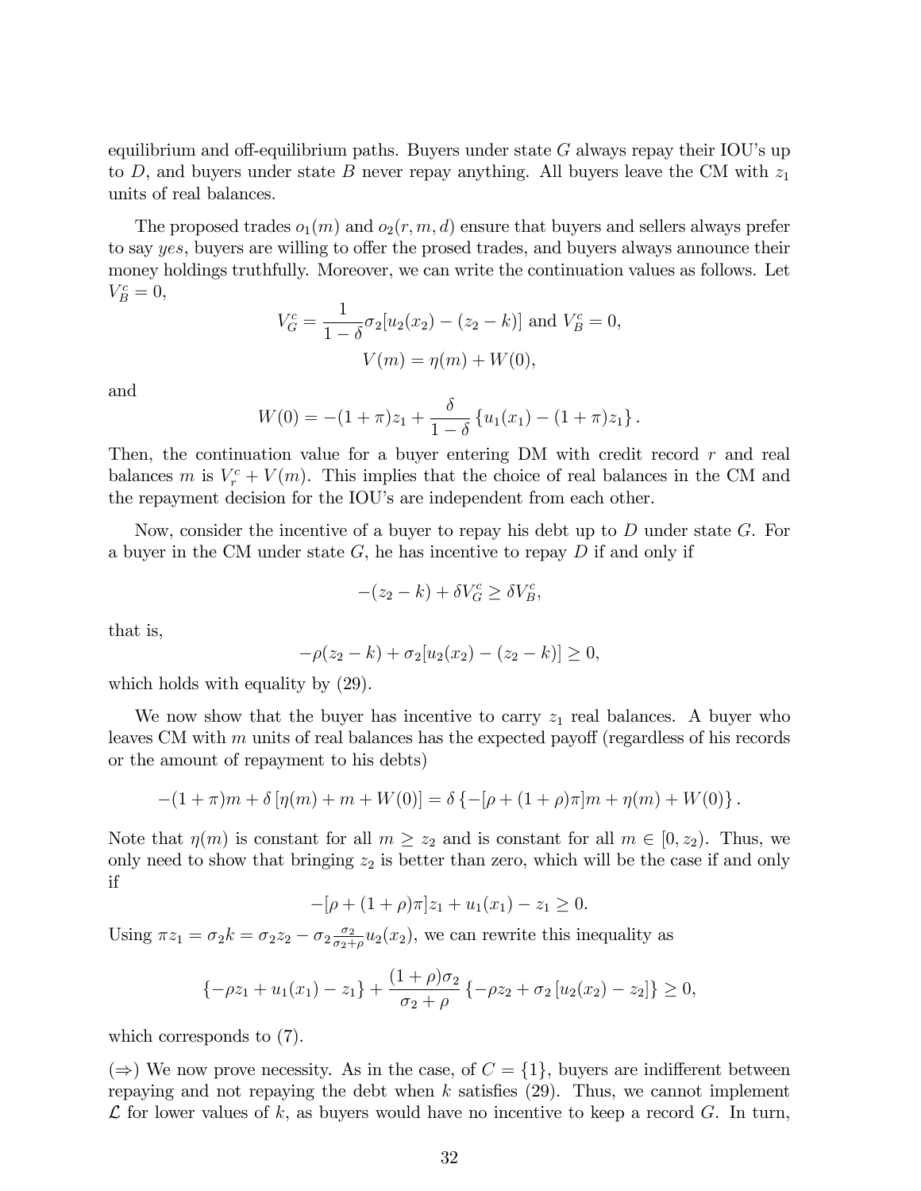equilibrium and off-equilibrium paths. Buyers under state $G$ always repay their IOU's up to $D$, and buyers under state $B$ never repay anything. All buyers leave the CM with $z_1$ units of real balances.

The proposed trades $o_1(m)$ and $o_2(r, m, d)$ ensure that buyers and sellers always prefer to say *yes*, buyers are willing to offer the prosed trades, and buyers always announce their money holdings truthfully. Moreover, we can write the continuation values as follows. Let $V_B^c = 0$,

$$V_G^c = \frac{1}{1-\delta}\sigma_2[u_2(x_2) - (z_2 - k)] \text{ and } V_B^c = 0,$$
$$V(m) = \eta(m) + W(0),$$

and

$$W(0) = -(1+\pi)z_1 + \frac{\delta}{1-\delta}\left\{u_1(x_1) - (1+\pi)z_1\right\}.$$

Then, the continuation value for a buyer entering DM with credit record $r$ and real balances $m$ is $V_r^c + V(m)$. This implies that the choice of real balances in the CM and the repayment decision for the IOU's are independent from each other.

Now, consider the incentive of a buyer to repay his debt up to $D$ under state $G$. For a buyer in the CM under state $G$, he has incentive to repay $D$ if and only if

$$-(z_2 - k) + \delta V_G^c \geq \delta V_B^c,$$

that is,

$$-\rho(z_2 - k) + \sigma_2[u_2(x_2) - (z_2 - k)] \geq 0,$$

which holds with equality by (29).

We now show that the buyer has incentive to carry $z_1$ real balances. A buyer who leaves CM with $m$ units of real balances has the expected payoff (regardless of his records or the amount of repayment to his debts)

$$-(1+\pi)m + \delta\left[\eta(m) + m + W(0)\right] = \delta\left\{-[\rho + (1+\rho)\pi]m + \eta(m) + W(0)\right\}.$$

Note that $\eta(m)$ is constant for all $m \geq z_2$ and is constant for all $m \in [0, z_2)$. Thus, we only need to show that bringing $z_2$ is better than zero, which will be the case if and only if

$$-[\rho + (1+\rho)\pi]z_1 + u_1(x_1) - z_1 \geq 0.$$

Using $\pi z_1 = \sigma_2 k = \sigma_2 z_2 - \sigma_2 \frac{\sigma_2}{\sigma_2+\rho}u_2(x_2)$, we can rewrite this inequality as

$$\left\{-\rho z_1 + u_1(x_1) - z_1\right\} + \frac{(1+\rho)\sigma_2}{\sigma_2 + \rho}\left\{-\rho z_2 + \sigma_2\left[u_2(x_2) - z_2\right]\right\} \geq 0,$$

which corresponds to (7).

($\Rightarrow$) We now prove necessity. As in the case, of $C = \{1\}$, buyers are indifferent between repaying and not repaying the debt when $k$ satisfies (29). Thus, we cannot implement $\mathcal{L}$ for lower values of $k$, as buyers would have no incentive to keep a record $G$. In turn,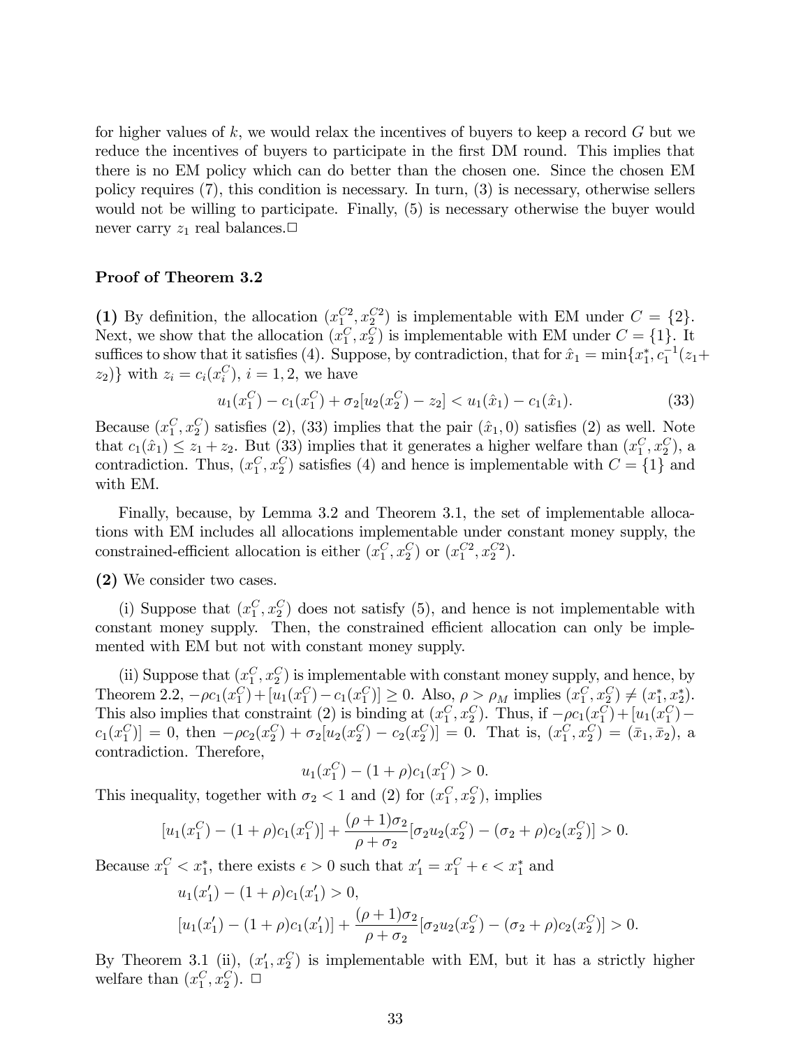for higher values of $k$, we would relax the incentives of buyers to keep a record $G$ but we reduce the incentives of buyers to participate in the first DM round. This implies that there is no EM policy which can do better than the chosen one. Since the chosen EM policy requires (7), this condition is necessary. In turn, (3) is necessary, otherwise sellers would not be willing to participate. Finally, (5) is necessary otherwise the buyer would never carry $z_1$ real balances.□

### Proof of Theorem 3.2

**(1)** By definition, the allocation $(x_1^{C2}, x_2^{C2})$ is implementable with EM under $C = \{2\}$. Next, we show that the allocation $(x_1^C, x_2^C)$ is implementable with EM under $C = \{1\}$. It suffices to show that it satisfies (4). Suppose, by contradiction, that for $\hat{x}_1 = \min\{x_1^*, c_1^{-1}(z_1 + z_2)\}$ with $z_i = c_i(x_i^C)$, $i = 1, 2$, we have

$$u_1(x_1^C) - c_1(x_1^C) + \sigma_2[u_2(x_2^C) - z_2] < u_1(\hat{x}_1) - c_1(\hat{x}_1). \tag{33}$$

Because $(x_1^C, x_2^C)$ satisfies (2), (33) implies that the pair $(\hat{x}_1, 0)$ satisfies (2) as well. Note that $c_1(\hat{x}_1) \leq z_1 + z_2$. But (33) implies that it generates a higher welfare than $(x_1^C, x_2^C)$, a contradiction. Thus, $(x_1^C, x_2^C)$ satisfies (4) and hence is implementable with $C = \{1\}$ and with EM.

Finally, because, by Lemma 3.2 and Theorem 3.1, the set of implementable allocations with EM includes all allocations implementable under constant money supply, the constrained-efficient allocation is either $(x_1^C, x_2^C)$ or $(x_1^{C2}, x_2^{C2})$.

**(2)** We consider two cases.

(i) Suppose that $(x_1^C, x_2^C)$ does not satisfy (5), and hence is not implementable with constant money supply. Then, the constrained efficient allocation can only be implemented with EM but not with constant money supply.

(ii) Suppose that $(x_1^C, x_2^C)$ is implementable with constant money supply, and hence, by Theorem 2.2, $-\rho c_1(x_1^C) + [u_1(x_1^C) - c_1(x_1^C)] \geq 0$. Also, $\rho > \rho_M$ implies $(x_1^C, x_2^C) \neq (x_1^*, x_2^*)$. This also implies that constraint (2) is binding at $(x_1^C, x_2^C)$. Thus, if $-\rho c_1(x_1^C) + [u_1(x_1^C) - c_1(x_1^C)] = 0$, then $-\rho c_2(x_2^C) + \sigma_2[u_2(x_2^C) - c_2(x_2^C)] = 0$. That is, $(x_1^C, x_2^C) = (\bar{x}_1, \bar{x}_2)$, a contradiction. Therefore,

$$u_1(x_1^C) - (1+\rho)c_1(x_1^C) > 0.$$

This inequality, together with $\sigma_2 < 1$ and (2) for $(x_1^C, x_2^C)$, implies

$$[u_1(x_1^C) - (1+\rho)c_1(x_1^C)] + \frac{(\rho+1)\sigma_2}{\rho+\sigma_2}[\sigma_2 u_2(x_2^C) - (\sigma_2+\rho)c_2(x_2^C)] > 0.$$

Because $x_1^C < x_1^*$, there exists $\epsilon > 0$ such that $x_1' = x_1^C + \epsilon < x_1^*$ and

$$u_1(x_1') - (1+\rho)c_1(x_1') > 0,$$

$$[u_1(x_1') - (1+\rho)c_1(x_1')] + \frac{(\rho+1)\sigma_2}{\rho+\sigma_2}[\sigma_2 u_2(x_2^C) - (\sigma_2+\rho)c_2(x_2^C)] > 0.$$

By Theorem 3.1 (ii), $(x_1', x_2^C)$ is implementable with EM, but it has a strictly higher welfare than $(x_1^C, x_2^C)$. □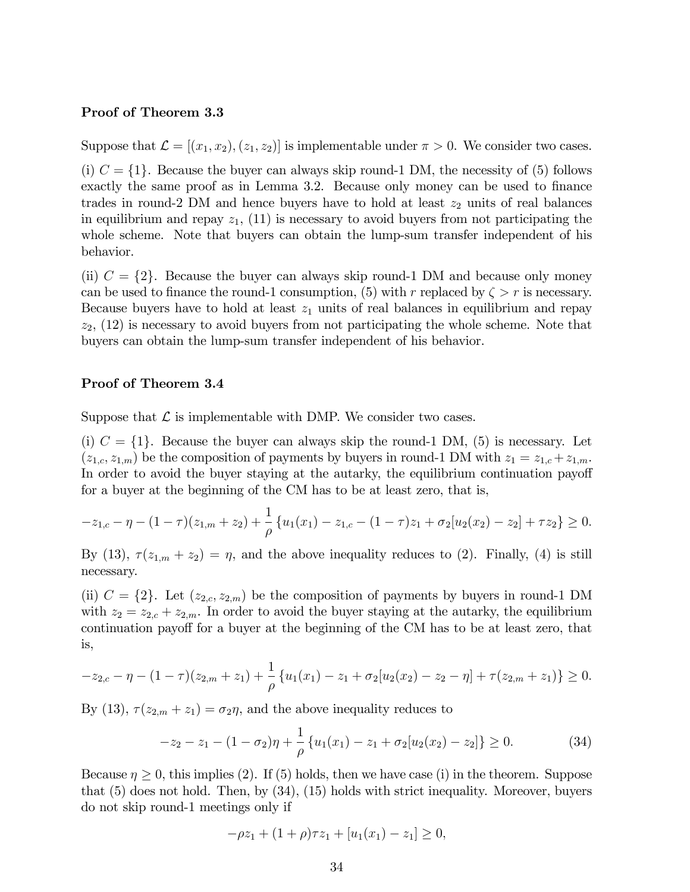### Proof of Theorem 3.3

Suppose that $\mathcal{L} = [(x_1, x_2), (z_1, z_2)]$ is implementable under $\pi > 0$. We consider two cases.

(i) $C = \{1\}$. Because the buyer can always skip round-1 DM, the necessity of (5) follows exactly the same proof as in Lemma 3.2. Because only money can be used to finance trades in round-2 DM and hence buyers have to hold at least $z_2$ units of real balances in equilibrium and repay $z_1$, (11) is necessary to avoid buyers from not participating the whole scheme. Note that buyers can obtain the lump-sum transfer independent of his behavior.

(ii) $C = \{2\}$. Because the buyer can always skip round-1 DM and because only money can be used to finance the round-1 consumption, (5) with $r$ replaced by $\zeta > r$ is necessary. Because buyers have to hold at least $z_1$ units of real balances in equilibrium and repay $z_2$, (12) is necessary to avoid buyers from not participating the whole scheme. Note that buyers can obtain the lump-sum transfer independent of his behavior.

### Proof of Theorem 3.4

Suppose that $\mathcal{L}$ is implementable with DMP. We consider two cases.

(i) $C = \{1\}$. Because the buyer can always skip the round-1 DM, (5) is necessary. Let $(z_{1,c}, z_{1,m})$ be the composition of payments by buyers in round-1 DM with $z_1 = z_{1,c} + z_{1,m}$. In order to avoid the buyer staying at the autarky, the equilibrium continuation payoff for a buyer at the beginning of the CM has to be at least zero, that is,

$$-z_{1,c} - \eta - (1-\tau)(z_{1,m} + z_2) + \frac{1}{\rho}\left\{u_1(x_1) - z_{1,c} - (1-\tau)z_1 + \sigma_2[u_2(x_2) - z_2] + \tau z_2\right\} \geq 0.$$

By (13), $\tau(z_{1,m} + z_2) = \eta$, and the above inequality reduces to (2). Finally, (4) is still necessary.

(ii) $C = \{2\}$. Let $(z_{2,c}, z_{2,m})$ be the composition of payments by buyers in round-1 DM with $z_2 = z_{2,c} + z_{2,m}$. In order to avoid the buyer staying at the autarky, the equilibrium continuation payoff for a buyer at the beginning of the CM has to be at least zero, that is,

$$-z_{2,c} - \eta - (1-\tau)(z_{2,m} + z_1) + \frac{1}{\rho}\left\{u_1(x_1) - z_1 + \sigma_2[u_2(x_2) - z_2 - \eta] + \tau(z_{2,m} + z_1)\right\} \geq 0.$$

By (13), $\tau(z_{2,m} + z_1) = \sigma_2 \eta$, and the above inequality reduces to

$$-z_2 - z_1 - (1-\sigma_2)\eta + \frac{1}{\rho}\left\{u_1(x_1) - z_1 + \sigma_2[u_2(x_2) - z_2]\right\} \geq 0. \tag{34}$$

Because $\eta \geq 0$, this implies (2). If (5) holds, then we have case (i) in the theorem. Suppose that (5) does not hold. Then, by (34), (15) holds with strict inequality. Moreover, buyers do not skip round-1 meetings only if

$$-\rho z_1 + (1+\rho)\tau z_1 + [u_1(x_1) - z_1] \geq 0,$$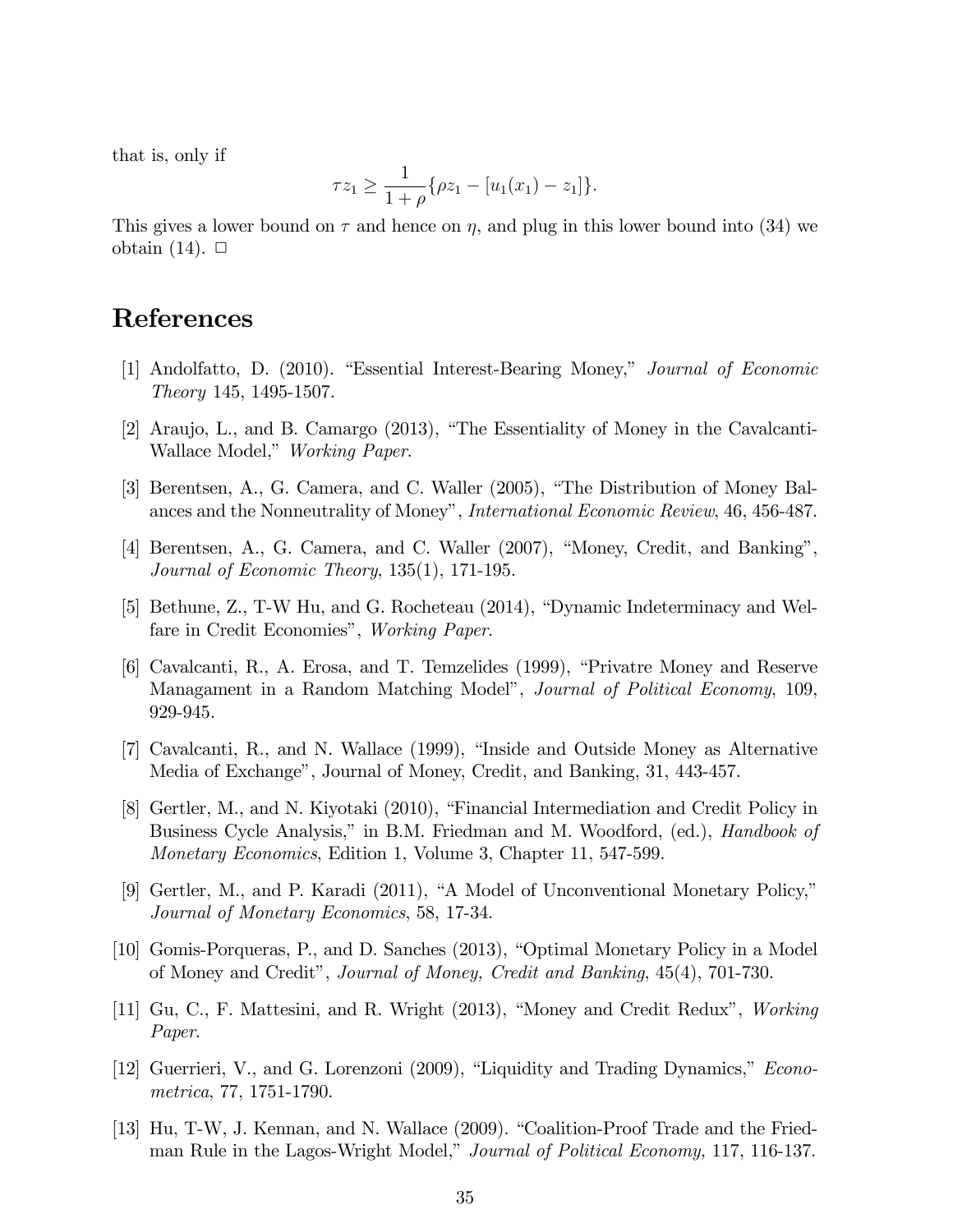that is, only if

$$\tau z_1 \geq \frac{1}{1+\rho}\{\rho z_1 - [u_1(x_1) - z_1]\}.$$

This gives a lower bound on $\tau$ and hence on $\eta$, and plug in this lower bound into (34) we obtain (14). $\square$

# References

[1] Andolfatto, D. (2010). "Essential Interest-Bearing Money," *Journal of Economic Theory* 145, 1495-1507.

[2] Araujo, L., and B. Camargo (2013), "The Essentiality of Money in the Cavalcanti-Wallace Model," *Working Paper*.

[3] Berentsen, A., G. Camera, and C. Waller (2005), "The Distribution of Money Balances and the Nonneutrality of Money", *International Economic Review*, 46, 456-487.

[4] Berentsen, A., G. Camera, and C. Waller (2007), "Money, Credit, and Banking", *Journal of Economic Theory*, 135(1), 171-195.

[5] Bethune, Z., T-W Hu, and G. Rocheteau (2014), "Dynamic Indeterminacy and Welfare in Credit Economies", *Working Paper*.

[6] Cavalcanti, R., A. Erosa, and T. Temzelides (1999), "Privatre Money and Reserve Managament in a Random Matching Model", *Journal of Political Economy*, 109, 929-945.

[7] Cavalcanti, R., and N. Wallace (1999), "Inside and Outside Money as Alternative Media of Exchange", Journal of Money, Credit, and Banking, 31, 443-457.

[8] Gertler, M., and N. Kiyotaki (2010), "Financial Intermediation and Credit Policy in Business Cycle Analysis," in B.M. Friedman and M. Woodford, (ed.), *Handbook of Monetary Economics*, Edition 1, Volume 3, Chapter 11, 547-599.

[9] Gertler, M., and P. Karadi (2011), "A Model of Unconventional Monetary Policy," *Journal of Monetary Economics*, 58, 17-34.

[10] Gomis-Porqueras, P., and D. Sanches (2013), "Optimal Monetary Policy in a Model of Money and Credit", *Journal of Money, Credit and Banking*, 45(4), 701-730.

[11] Gu, C., F. Mattesini, and R. Wright (2013), "Money and Credit Redux", *Working Paper*.

[12] Guerrieri, V., and G. Lorenzoni (2009), "Liquidity and Trading Dynamics," *Econometrica*, 77, 1751-1790.

[13] Hu, T-W, J. Kennan, and N. Wallace (2009). "Coalition-Proof Trade and the Friedman Rule in the Lagos-Wright Model," *Journal of Political Economy,* 117, 116-137.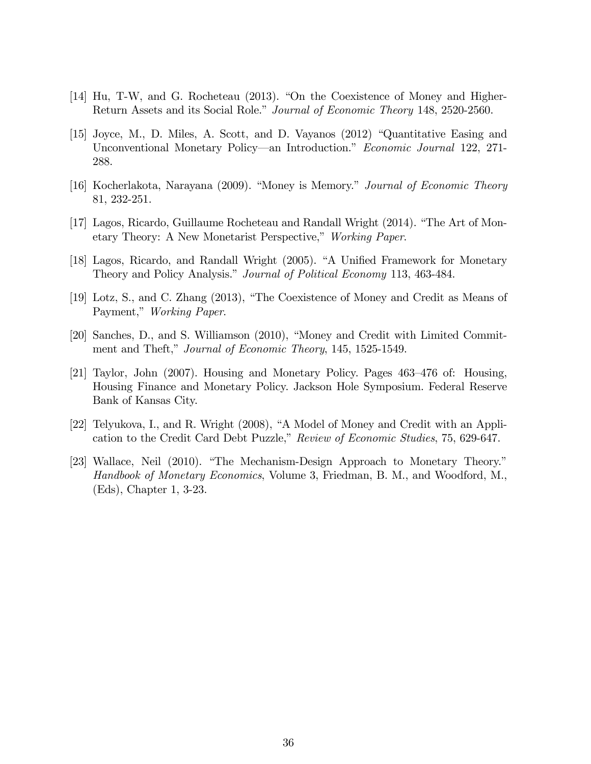[14] Hu, T-W, and G. Rocheteau (2013). "On the Coexistence of Money and Higher-Return Assets and its Social Role." *Journal of Economic Theory* 148, 2520-2560.

[15] Joyce, M., D. Miles, A. Scott, and D. Vayanos (2012) "Quantitative Easing and Unconventional Monetary Policy—an Introduction." *Economic Journal* 122, 271-288.

[16] Kocherlakota, Narayana (2009). "Money is Memory." *Journal of Economic Theory* 81, 232-251.

[17] Lagos, Ricardo, Guillaume Rocheteau and Randall Wright (2014). "The Art of Monetary Theory: A New Monetarist Perspective," *Working Paper*.

[18] Lagos, Ricardo, and Randall Wright (2005). "A Unified Framework for Monetary Theory and Policy Analysis." *Journal of Political Economy* 113, 463-484.

[19] Lotz, S., and C. Zhang (2013), "The Coexistence of Money and Credit as Means of Payment," *Working Paper*.

[20] Sanches, D., and S. Williamson (2010), "Money and Credit with Limited Commitment and Theft," *Journal of Economic Theory*, 145, 1525-1549.

[21] Taylor, John (2007). Housing and Monetary Policy. Pages 463–476 of: Housing, Housing Finance and Monetary Policy. Jackson Hole Symposium. Federal Reserve Bank of Kansas City.

[22] Telyukova, I., and R. Wright (2008), "A Model of Money and Credit with an Application to the Credit Card Debt Puzzle," *Review of Economic Studies*, 75, 629-647.

[23] Wallace, Neil (2010). "The Mechanism-Design Approach to Monetary Theory." *Handbook of Monetary Economics*, Volume 3, Friedman, B. M., and Woodford, M., (Eds), Chapter 1, 3-23.